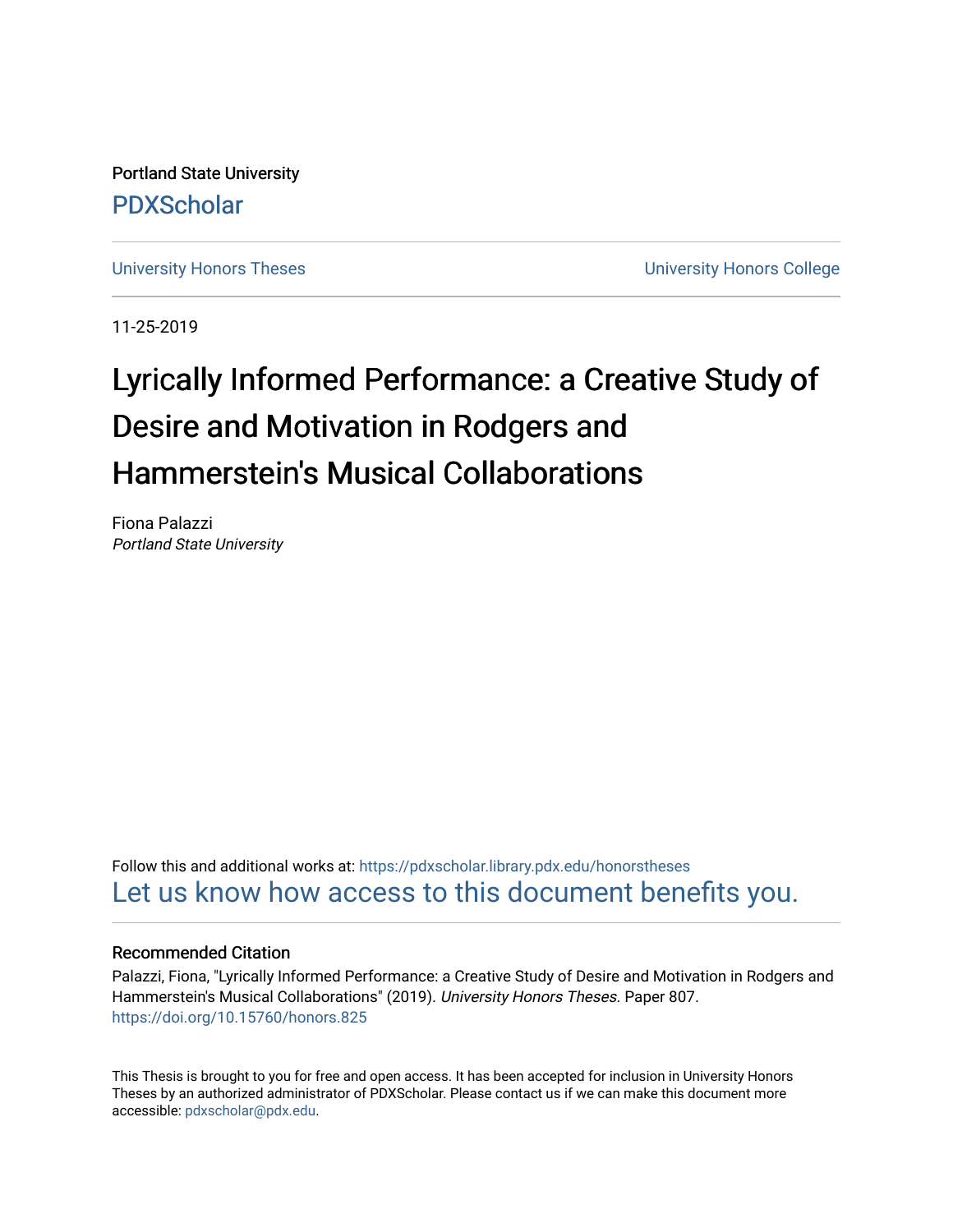Portland State University

PDXScholar

University Honors Theses

University Honors College

11-25-2019

# Lyrically Informed Performance: a Creative Study of Desire and Motivation in Rodgers and Hammerstein's Musical Collaborations

Fiona Palazzi

*Portland State University*

Follow this and additional works at: https://pdxscholar.library.pdx.edu/honorstheses

Let us know how access to this document benefits you.

### Recommended Citation

Palazzi, Fiona, "Lyrically Informed Performance: a Creative Study of Desire and Motivation in Rodgers and Hammerstein's Musical Collaborations" (2019). *University Honors Theses*. Paper 807.
https://doi.org/10.15760/honors.825

This Thesis is brought to you for free and open access. It has been accepted for inclusion in University Honors Theses by an authorized administrator of PDXScholar. Please contact us if we can make this document more accessible: pdxscholar@pdx.edu.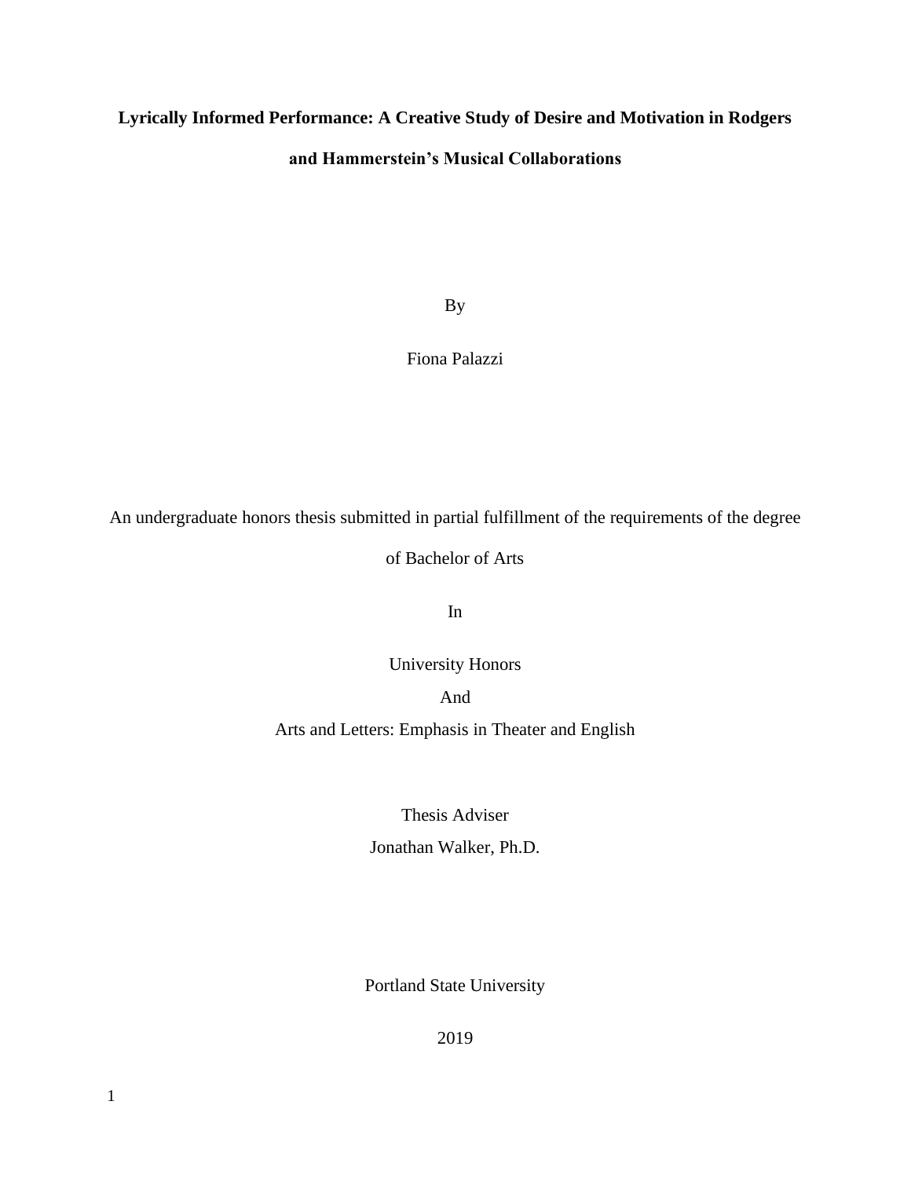**Lyrically Informed Performance: A Creative Study of Desire and Motivation in Rodgers and Hammerstein's Musical Collaborations**

By

Fiona Palazzi

An undergraduate honors thesis submitted in partial fulfillment of the requirements of the degree of Bachelor of Arts

In

University Honors

And

Arts and Letters: Emphasis in Theater and English

Thesis Adviser

Jonathan Walker, Ph.D.

Portland State University

2019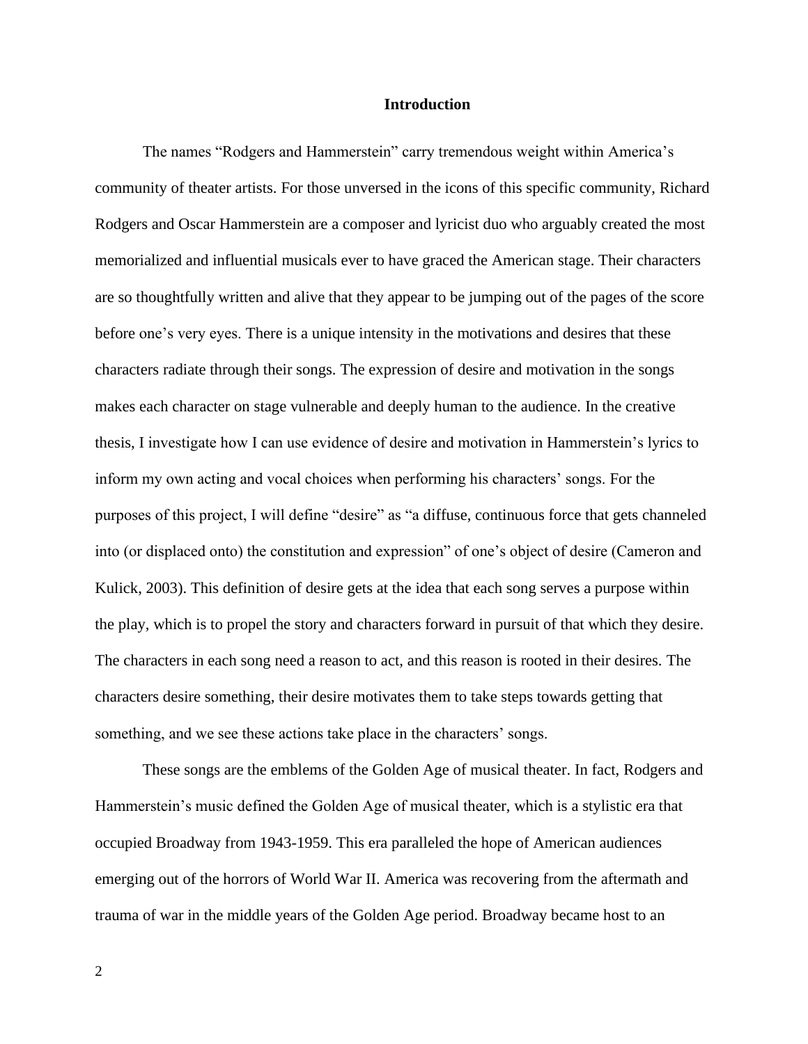# Introduction

The names "Rodgers and Hammerstein" carry tremendous weight within America's community of theater artists. For those unversed in the icons of this specific community, Richard Rodgers and Oscar Hammerstein are a composer and lyricist duo who arguably created the most memorialized and influential musicals ever to have graced the American stage. Their characters are so thoughtfully written and alive that they appear to be jumping out of the pages of the score before one's very eyes. There is a unique intensity in the motivations and desires that these characters radiate through their songs. The expression of desire and motivation in the songs makes each character on stage vulnerable and deeply human to the audience. In the creative thesis, I investigate how I can use evidence of desire and motivation in Hammerstein's lyrics to inform my own acting and vocal choices when performing his characters' songs. For the purposes of this project, I will define "desire" as "a diffuse, continuous force that gets channeled into (or displaced onto) the constitution and expression" of one's object of desire (Cameron and Kulick, 2003). This definition of desire gets at the idea that each song serves a purpose within the play, which is to propel the story and characters forward in pursuit of that which they desire. The characters in each song need a reason to act, and this reason is rooted in their desires. The characters desire something, their desire motivates them to take steps towards getting that something, and we see these actions take place in the characters' songs.

These songs are the emblems of the Golden Age of musical theater. In fact, Rodgers and Hammerstein's music defined the Golden Age of musical theater, which is a stylistic era that occupied Broadway from 1943-1959. This era paralleled the hope of American audiences emerging out of the horrors of World War II. America was recovering from the aftermath and trauma of war in the middle years of the Golden Age period. Broadway became host to an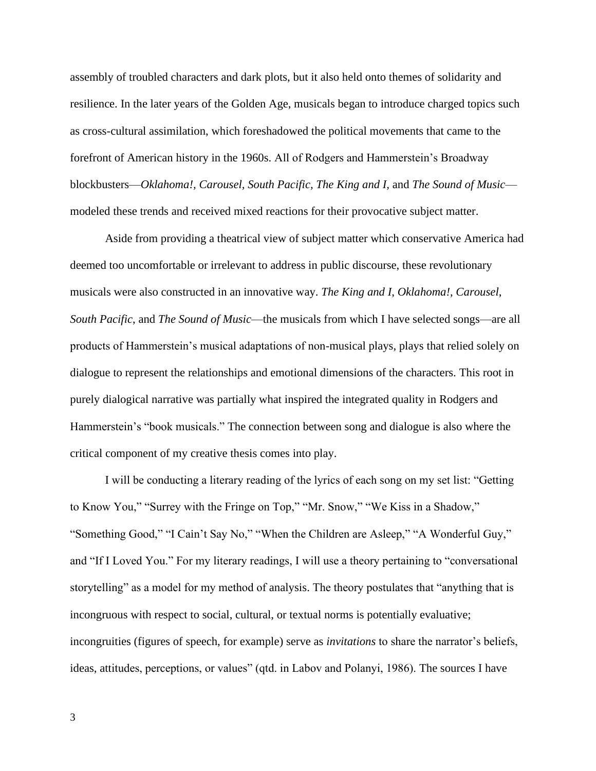assembly of troubled characters and dark plots, but it also held onto themes of solidarity and resilience. In the later years of the Golden Age, musicals began to introduce charged topics such as cross-cultural assimilation, which foreshadowed the political movements that came to the forefront of American history in the 1960s. All of Rodgers and Hammerstein's Broadway blockbusters—*Oklahoma!, Carousel, South Pacific, The King and I,* and *The Sound of Music*—modeled these trends and received mixed reactions for their provocative subject matter.

Aside from providing a theatrical view of subject matter which conservative America had deemed too uncomfortable or irrelevant to address in public discourse, these revolutionary musicals were also constructed in an innovative way. *The King and I*, *Oklahoma!*, *Carousel*, *South Pacific*, and *The Sound of Music*—the musicals from which I have selected songs—are all products of Hammerstein's musical adaptations of non-musical plays, plays that relied solely on dialogue to represent the relationships and emotional dimensions of the characters. This root in purely dialogical narrative was partially what inspired the integrated quality in Rodgers and Hammerstein's "book musicals." The connection between song and dialogue is also where the critical component of my creative thesis comes into play.

I will be conducting a literary reading of the lyrics of each song on my set list: "Getting to Know You," "Surrey with the Fringe on Top," "Mr. Snow," "We Kiss in a Shadow," "Something Good," "I Cain't Say No," "When the Children are Asleep," "A Wonderful Guy," and "If I Loved You." For my literary readings, I will use a theory pertaining to "conversational storytelling" as a model for my method of analysis. The theory postulates that "anything that is incongruous with respect to social, cultural, or textual norms is potentially evaluative; incongruities (figures of speech, for example) serve as *invitations* to share the narrator's beliefs, ideas, attitudes, perceptions, or values" (qtd. in Labov and Polanyi, 1986). The sources I have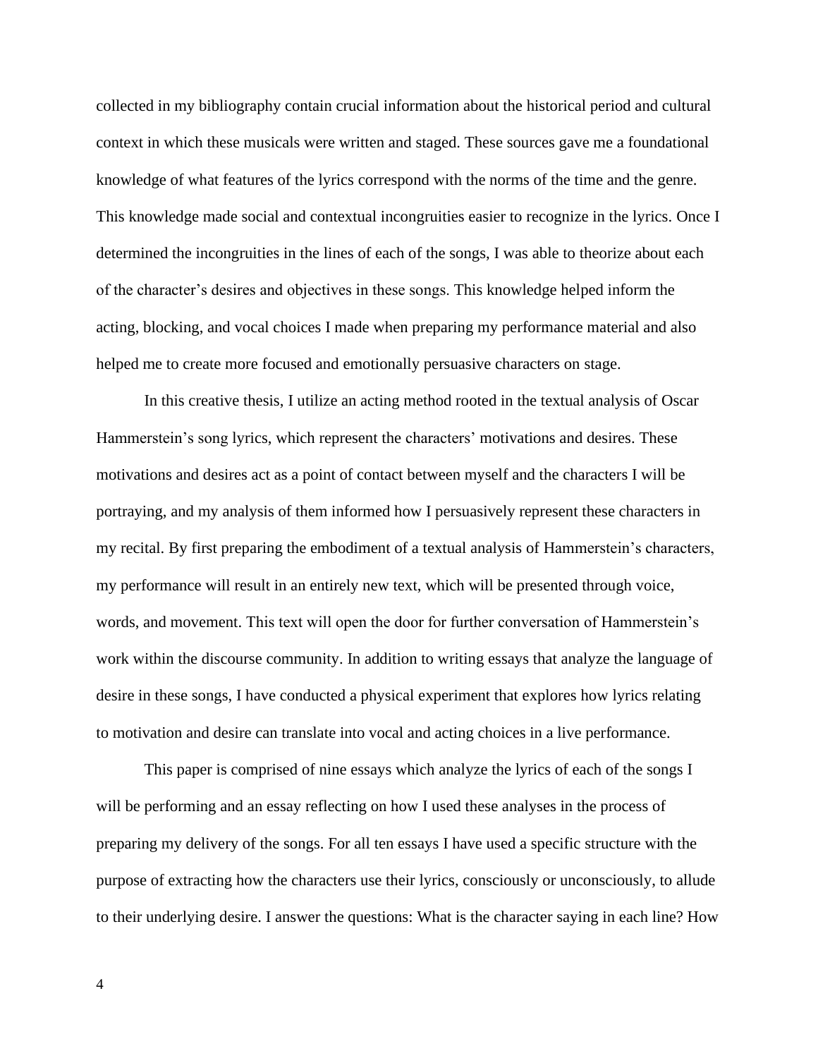collected in my bibliography contain crucial information about the historical period and cultural context in which these musicals were written and staged. These sources gave me a foundational knowledge of what features of the lyrics correspond with the norms of the time and the genre. This knowledge made social and contextual incongruities easier to recognize in the lyrics. Once I determined the incongruities in the lines of each of the songs, I was able to theorize about each of the character's desires and objectives in these songs. This knowledge helped inform the acting, blocking, and vocal choices I made when preparing my performance material and also helped me to create more focused and emotionally persuasive characters on stage.

In this creative thesis, I utilize an acting method rooted in the textual analysis of Oscar Hammerstein's song lyrics, which represent the characters' motivations and desires. These motivations and desires act as a point of contact between myself and the characters I will be portraying, and my analysis of them informed how I persuasively represent these characters in my recital. By first preparing the embodiment of a textual analysis of Hammerstein's characters, my performance will result in an entirely new text, which will be presented through voice, words, and movement. This text will open the door for further conversation of Hammerstein's work within the discourse community. In addition to writing essays that analyze the language of desire in these songs, I have conducted a physical experiment that explores how lyrics relating to motivation and desire can translate into vocal and acting choices in a live performance.

This paper is comprised of nine essays which analyze the lyrics of each of the songs I will be performing and an essay reflecting on how I used these analyses in the process of preparing my delivery of the songs. For all ten essays I have used a specific structure with the purpose of extracting how the characters use their lyrics, consciously or unconsciously, to allude to their underlying desire. I answer the questions: What is the character saying in each line? How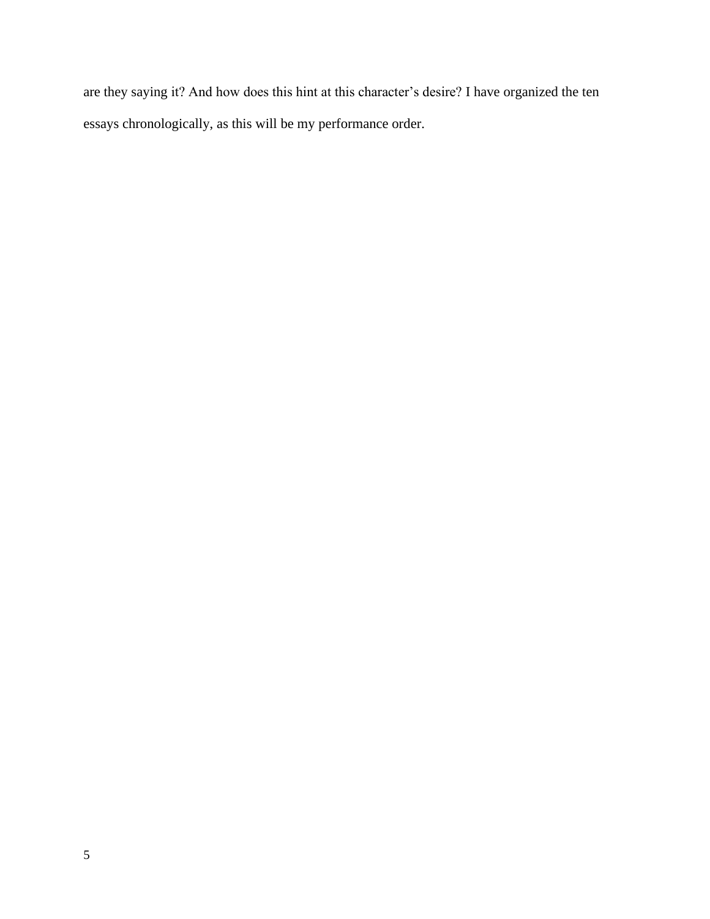are they saying it? And how does this hint at this character's desire? I have organized the ten essays chronologically, as this will be my performance order.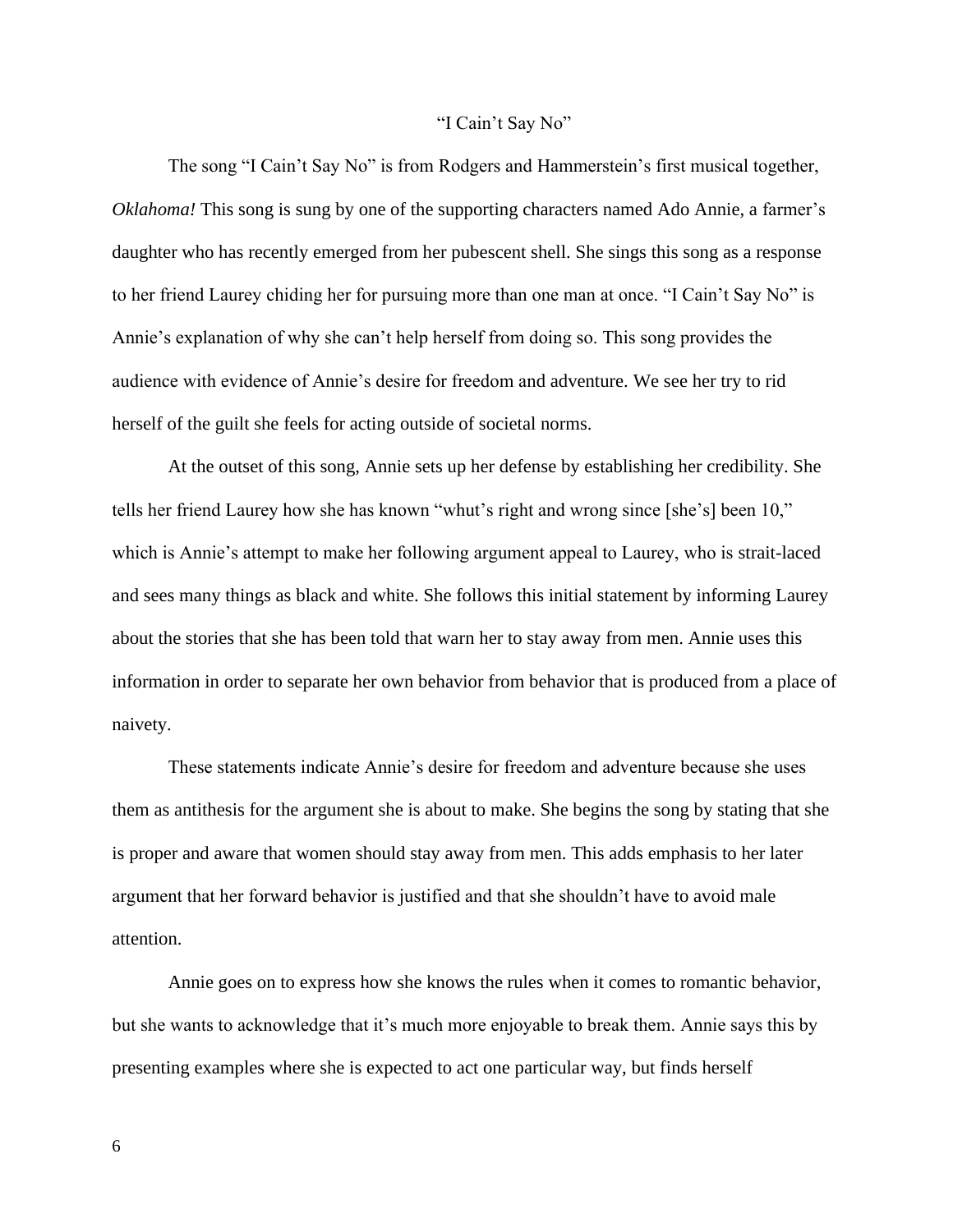## "I Cain't Say No"

The song "I Cain't Say No" is from Rodgers and Hammerstein's first musical together, *Oklahoma!* This song is sung by one of the supporting characters named Ado Annie, a farmer's daughter who has recently emerged from her pubescent shell. She sings this song as a response to her friend Laurey chiding her for pursuing more than one man at once. "I Cain't Say No" is Annie's explanation of why she can't help herself from doing so. This song provides the audience with evidence of Annie's desire for freedom and adventure. We see her try to rid herself of the guilt she feels for acting outside of societal norms.

At the outset of this song, Annie sets up her defense by establishing her credibility. She tells her friend Laurey how she has known "whut's right and wrong since [she's] been 10," which is Annie's attempt to make her following argument appeal to Laurey, who is strait-laced and sees many things as black and white. She follows this initial statement by informing Laurey about the stories that she has been told that warn her to stay away from men. Annie uses this information in order to separate her own behavior from behavior that is produced from a place of naivety.

These statements indicate Annie's desire for freedom and adventure because she uses them as antithesis for the argument she is about to make. She begins the song by stating that she is proper and aware that women should stay away from men. This adds emphasis to her later argument that her forward behavior is justified and that she shouldn't have to avoid male attention.

Annie goes on to express how she knows the rules when it comes to romantic behavior, but she wants to acknowledge that it's much more enjoyable to break them. Annie says this by presenting examples where she is expected to act one particular way, but finds herself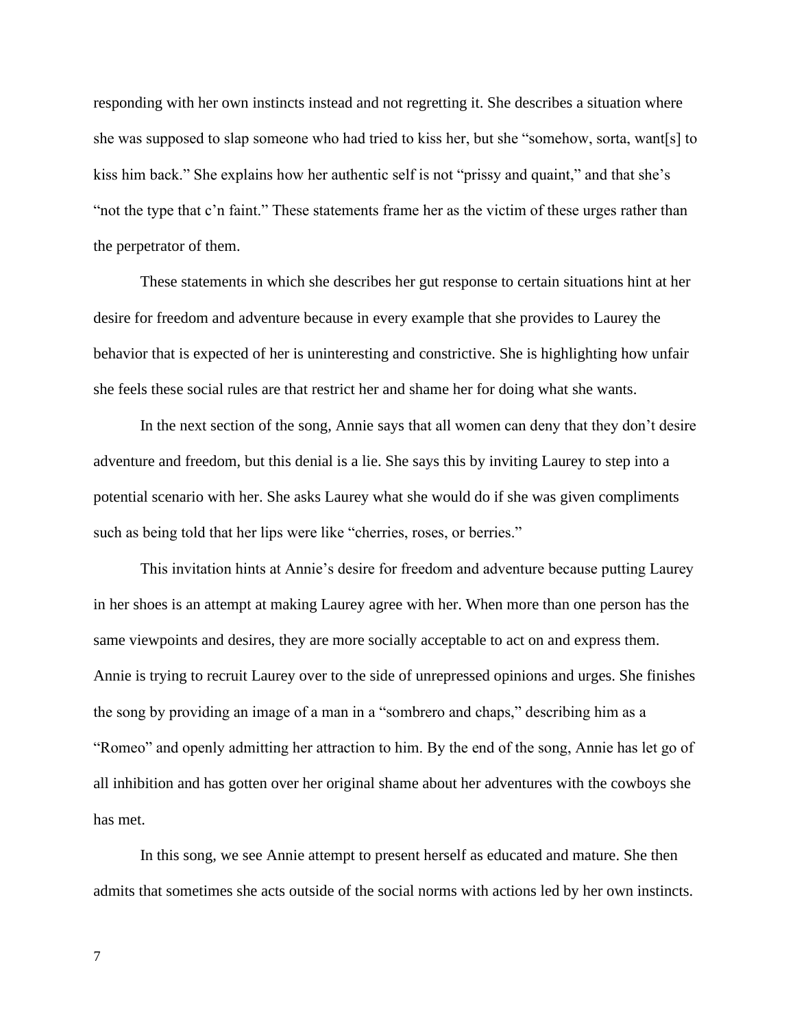responding with her own instincts instead and not regretting it. She describes a situation where she was supposed to slap someone who had tried to kiss her, but she "somehow, sorta, want[s] to kiss him back." She explains how her authentic self is not "prissy and quaint," and that she's "not the type that c'n faint." These statements frame her as the victim of these urges rather than the perpetrator of them.

These statements in which she describes her gut response to certain situations hint at her desire for freedom and adventure because in every example that she provides to Laurey the behavior that is expected of her is uninteresting and constrictive. She is highlighting how unfair she feels these social rules are that restrict her and shame her for doing what she wants.

In the next section of the song, Annie says that all women can deny that they don't desire adventure and freedom, but this denial is a lie. She says this by inviting Laurey to step into a potential scenario with her. She asks Laurey what she would do if she was given compliments such as being told that her lips were like "cherries, roses, or berries."

This invitation hints at Annie's desire for freedom and adventure because putting Laurey in her shoes is an attempt at making Laurey agree with her. When more than one person has the same viewpoints and desires, they are more socially acceptable to act on and express them. Annie is trying to recruit Laurey over to the side of unrepressed opinions and urges. She finishes the song by providing an image of a man in a "sombrero and chaps," describing him as a "Romeo" and openly admitting her attraction to him. By the end of the song, Annie has let go of all inhibition and has gotten over her original shame about her adventures with the cowboys she has met.

In this song, we see Annie attempt to present herself as educated and mature. She then admits that sometimes she acts outside of the social norms with actions led by her own instincts.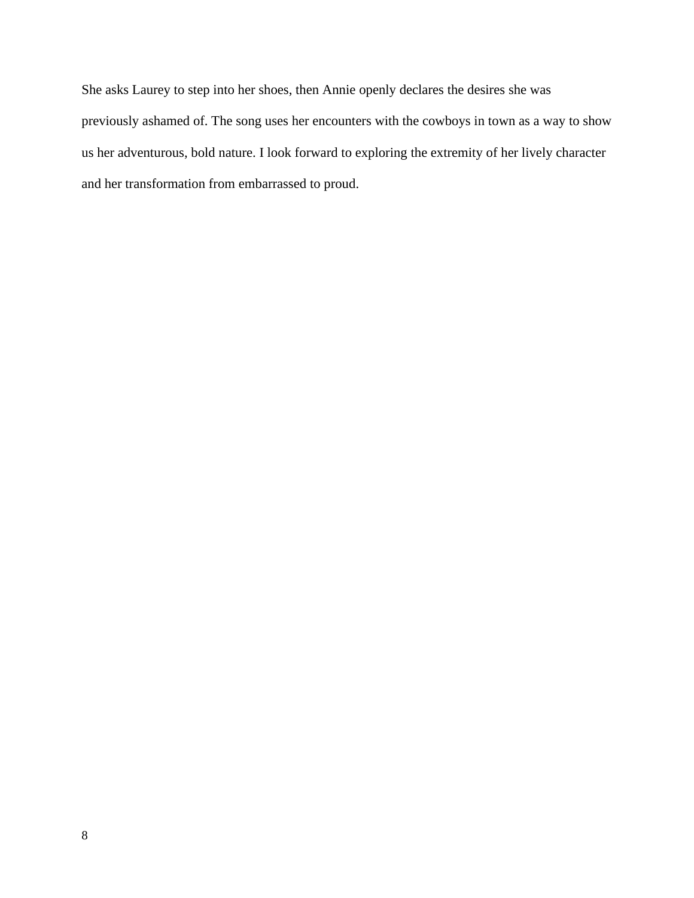She asks Laurey to step into her shoes, then Annie openly declares the desires she was previously ashamed of. The song uses her encounters with the cowboys in town as a way to show us her adventurous, bold nature. I look forward to exploring the extremity of her lively character and her transformation from embarrassed to proud.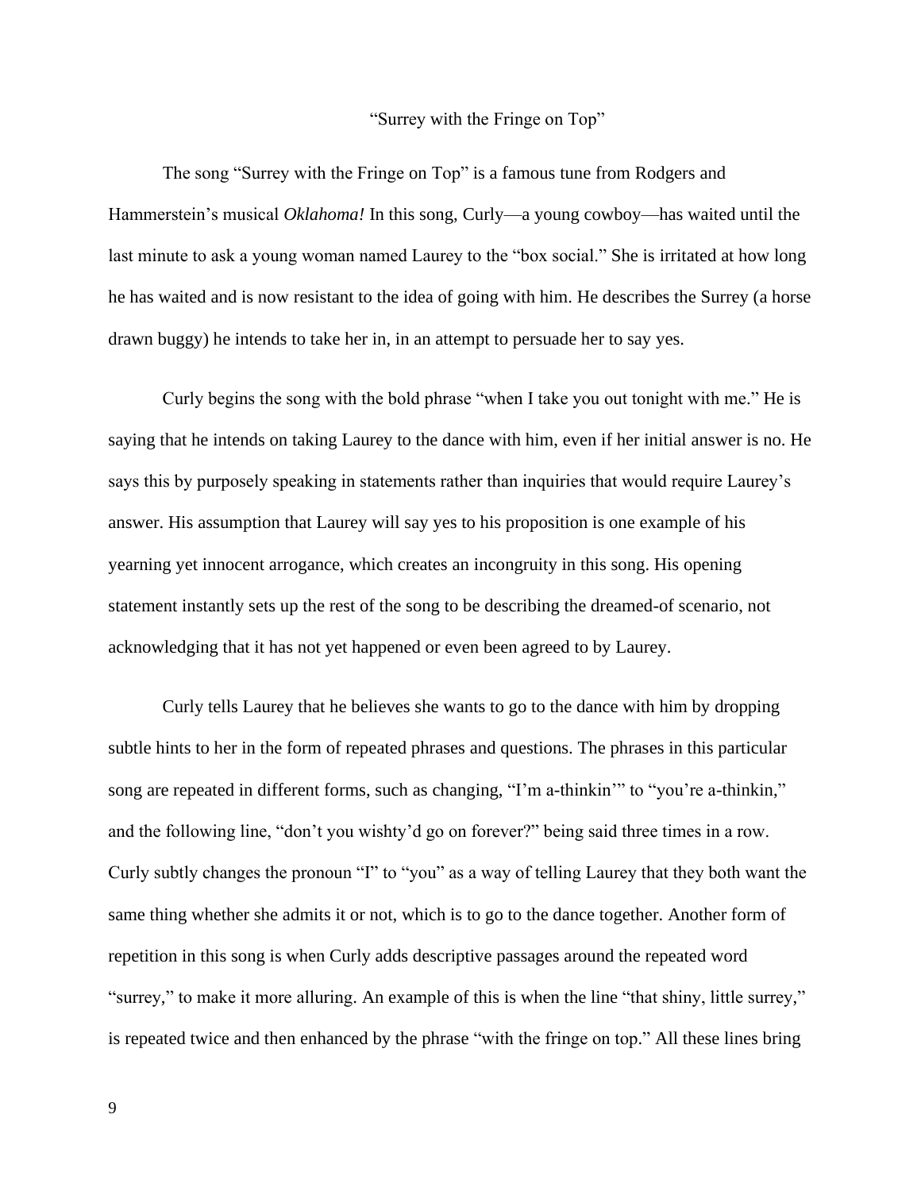## "Surrey with the Fringe on Top"

The song "Surrey with the Fringe on Top" is a famous tune from Rodgers and Hammerstein's musical *Oklahoma!* In this song, Curly—a young cowboy—has waited until the last minute to ask a young woman named Laurey to the "box social." She is irritated at how long he has waited and is now resistant to the idea of going with him. He describes the Surrey (a horse drawn buggy) he intends to take her in, in an attempt to persuade her to say yes.

Curly begins the song with the bold phrase "when I take you out tonight with me." He is saying that he intends on taking Laurey to the dance with him, even if her initial answer is no. He says this by purposely speaking in statements rather than inquiries that would require Laurey's answer. His assumption that Laurey will say yes to his proposition is one example of his yearning yet innocent arrogance, which creates an incongruity in this song. His opening statement instantly sets up the rest of the song to be describing the dreamed-of scenario, not acknowledging that it has not yet happened or even been agreed to by Laurey.

Curly tells Laurey that he believes she wants to go to the dance with him by dropping subtle hints to her in the form of repeated phrases and questions. The phrases in this particular song are repeated in different forms, such as changing, "I'm a-thinkin'" to "you're a-thinkin," and the following line, "don't you wishty'd go on forever?" being said three times in a row. Curly subtly changes the pronoun "I" to "you" as a way of telling Laurey that they both want the same thing whether she admits it or not, which is to go to the dance together. Another form of repetition in this song is when Curly adds descriptive passages around the repeated word "surrey," to make it more alluring. An example of this is when the line "that shiny, little surrey," is repeated twice and then enhanced by the phrase "with the fringe on top." All these lines bring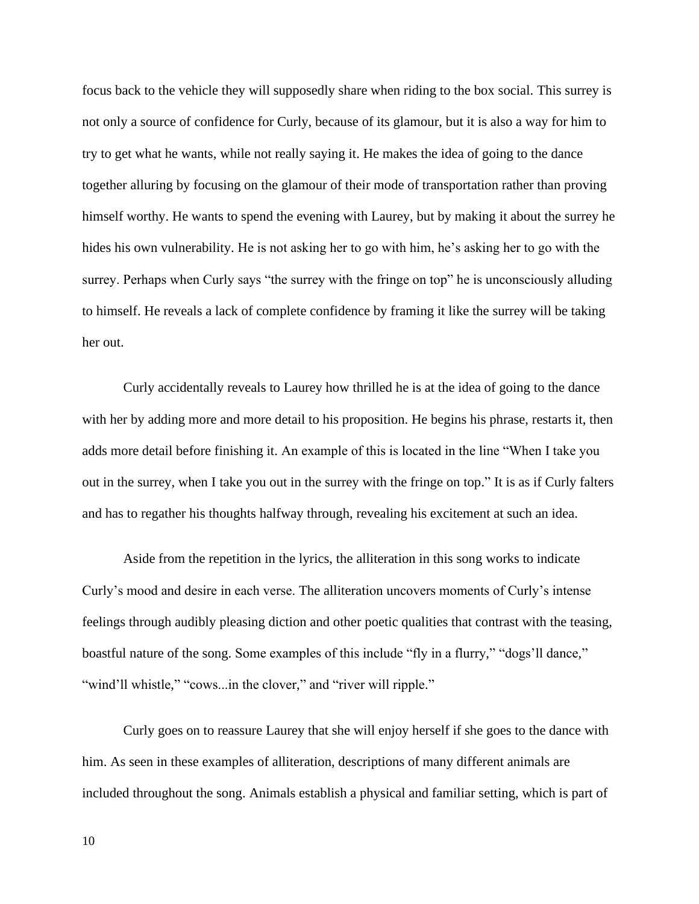focus back to the vehicle they will supposedly share when riding to the box social. This surrey is not only a source of confidence for Curly, because of its glamour, but it is also a way for him to try to get what he wants, while not really saying it. He makes the idea of going to the dance together alluring by focusing on the glamour of their mode of transportation rather than proving himself worthy. He wants to spend the evening with Laurey, but by making it about the surrey he hides his own vulnerability. He is not asking her to go with him, he's asking her to go with the surrey. Perhaps when Curly says "the surrey with the fringe on top" he is unconsciously alluding to himself. He reveals a lack of complete confidence by framing it like the surrey will be taking her out.

Curly accidentally reveals to Laurey how thrilled he is at the idea of going to the dance with her by adding more and more detail to his proposition. He begins his phrase, restarts it, then adds more detail before finishing it. An example of this is located in the line "When I take you out in the surrey, when I take you out in the surrey with the fringe on top." It is as if Curly falters and has to regather his thoughts halfway through, revealing his excitement at such an idea.

Aside from the repetition in the lyrics, the alliteration in this song works to indicate Curly's mood and desire in each verse. The alliteration uncovers moments of Curly's intense feelings through audibly pleasing diction and other poetic qualities that contrast with the teasing, boastful nature of the song. Some examples of this include "fly in a flurry," "dogs'll dance," "wind'll whistle," "cows...in the clover," and "river will ripple."

Curly goes on to reassure Laurey that she will enjoy herself if she goes to the dance with him. As seen in these examples of alliteration, descriptions of many different animals are included throughout the song. Animals establish a physical and familiar setting, which is part of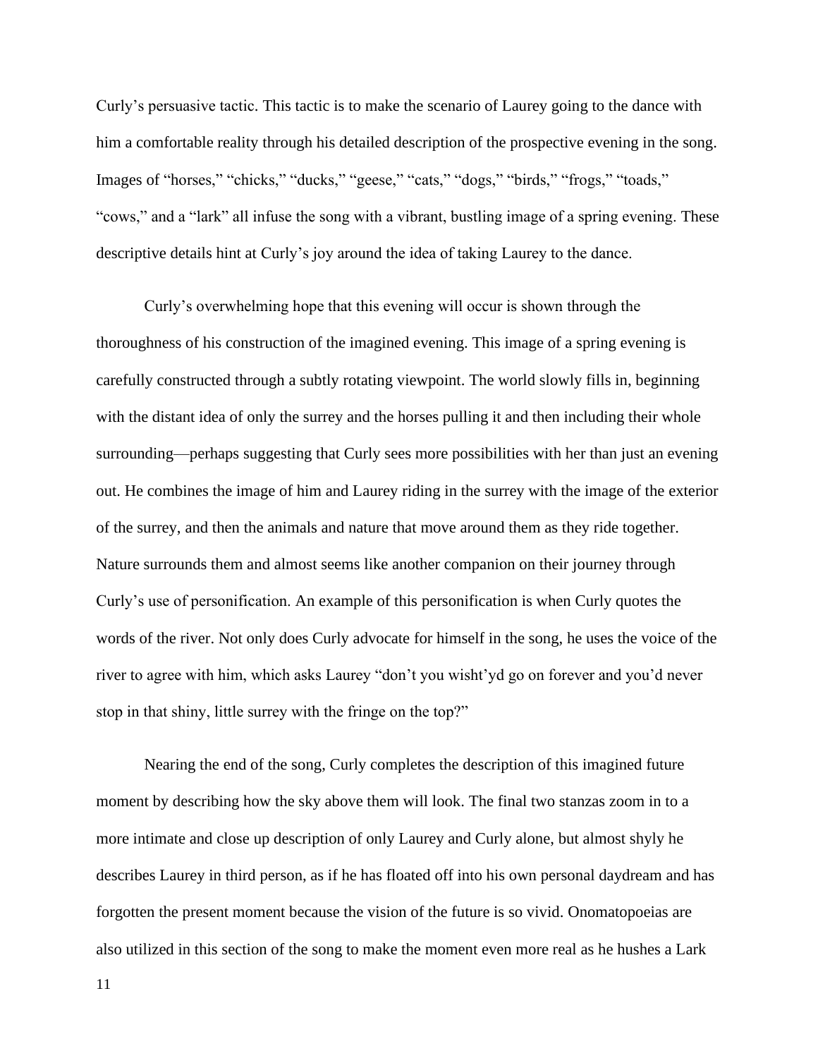Curly's persuasive tactic. This tactic is to make the scenario of Laurey going to the dance with him a comfortable reality through his detailed description of the prospective evening in the song. Images of "horses," "chicks," "ducks," "geese," "cats," "dogs," "birds," "frogs," "toads," "cows," and a "lark" all infuse the song with a vibrant, bustling image of a spring evening. These descriptive details hint at Curly's joy around the idea of taking Laurey to the dance.

Curly's overwhelming hope that this evening will occur is shown through the thoroughness of his construction of the imagined evening. This image of a spring evening is carefully constructed through a subtly rotating viewpoint. The world slowly fills in, beginning with the distant idea of only the surrey and the horses pulling it and then including their whole surrounding—perhaps suggesting that Curly sees more possibilities with her than just an evening out. He combines the image of him and Laurey riding in the surrey with the image of the exterior of the surrey, and then the animals and nature that move around them as they ride together. Nature surrounds them and almost seems like another companion on their journey through Curly's use of personification. An example of this personification is when Curly quotes the words of the river. Not only does Curly advocate for himself in the song, he uses the voice of the river to agree with him, which asks Laurey "don't you wisht'yd go on forever and you'd never stop in that shiny, little surrey with the fringe on the top?"

Nearing the end of the song, Curly completes the description of this imagined future moment by describing how the sky above them will look. The final two stanzas zoom in to a more intimate and close up description of only Laurey and Curly alone, but almost shyly he describes Laurey in third person, as if he has floated off into his own personal daydream and has forgotten the present moment because the vision of the future is so vivid. Onomatopoeias are also utilized in this section of the song to make the moment even more real as he hushes a Lark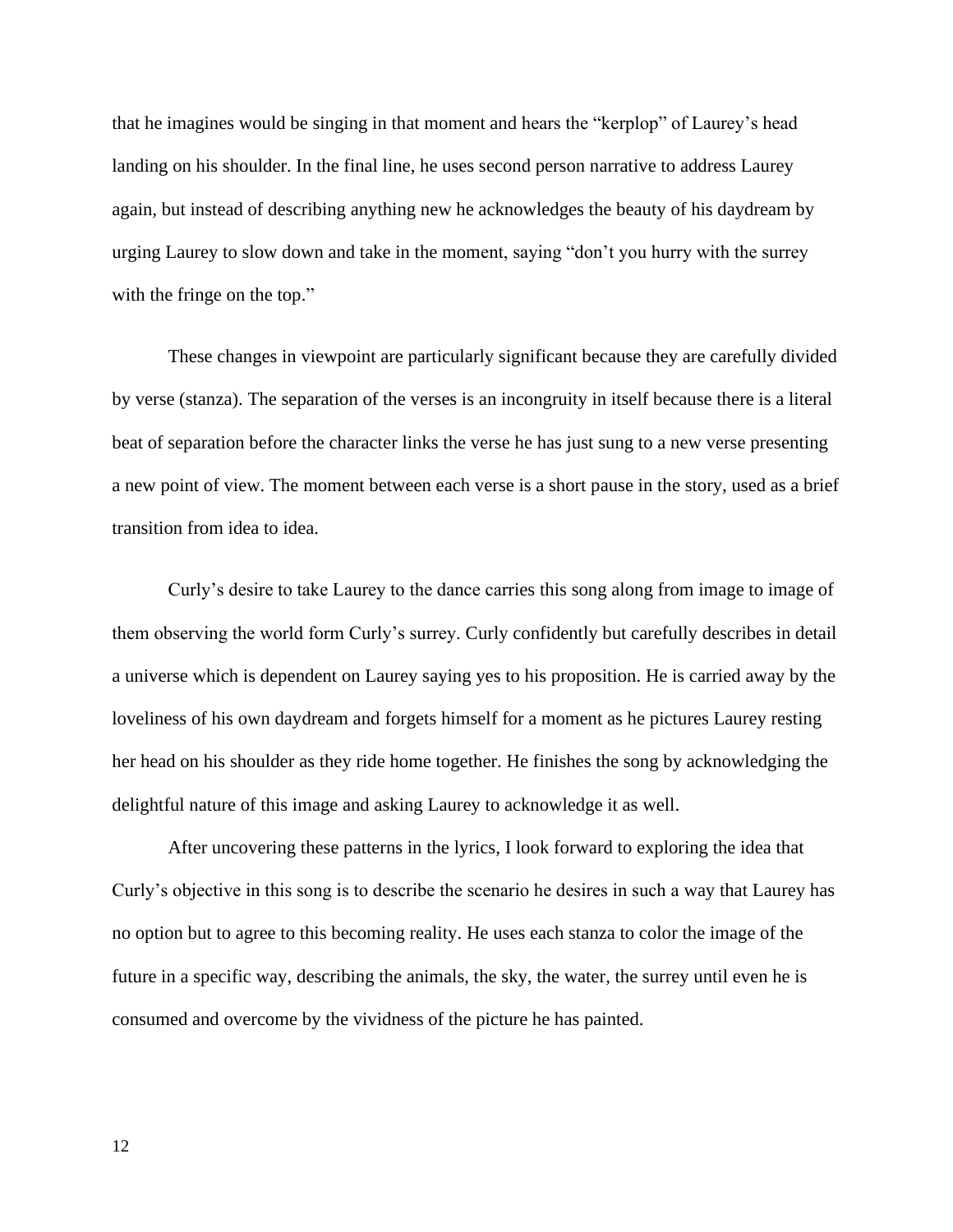that he imagines would be singing in that moment and hears the "kerplop" of Laurey's head landing on his shoulder. In the final line, he uses second person narrative to address Laurey again, but instead of describing anything new he acknowledges the beauty of his daydream by urging Laurey to slow down and take in the moment, saying "don't you hurry with the surrey with the fringe on the top."

These changes in viewpoint are particularly significant because they are carefully divided by verse (stanza). The separation of the verses is an incongruity in itself because there is a literal beat of separation before the character links the verse he has just sung to a new verse presenting a new point of view. The moment between each verse is a short pause in the story, used as a brief transition from idea to idea.

Curly's desire to take Laurey to the dance carries this song along from image to image of them observing the world form Curly's surrey. Curly confidently but carefully describes in detail a universe which is dependent on Laurey saying yes to his proposition. He is carried away by the loveliness of his own daydream and forgets himself for a moment as he pictures Laurey resting her head on his shoulder as they ride home together. He finishes the song by acknowledging the delightful nature of this image and asking Laurey to acknowledge it as well.

After uncovering these patterns in the lyrics, I look forward to exploring the idea that Curly's objective in this song is to describe the scenario he desires in such a way that Laurey has no option but to agree to this becoming reality. He uses each stanza to color the image of the future in a specific way, describing the animals, the sky, the water, the surrey until even he is consumed and overcome by the vividness of the picture he has painted.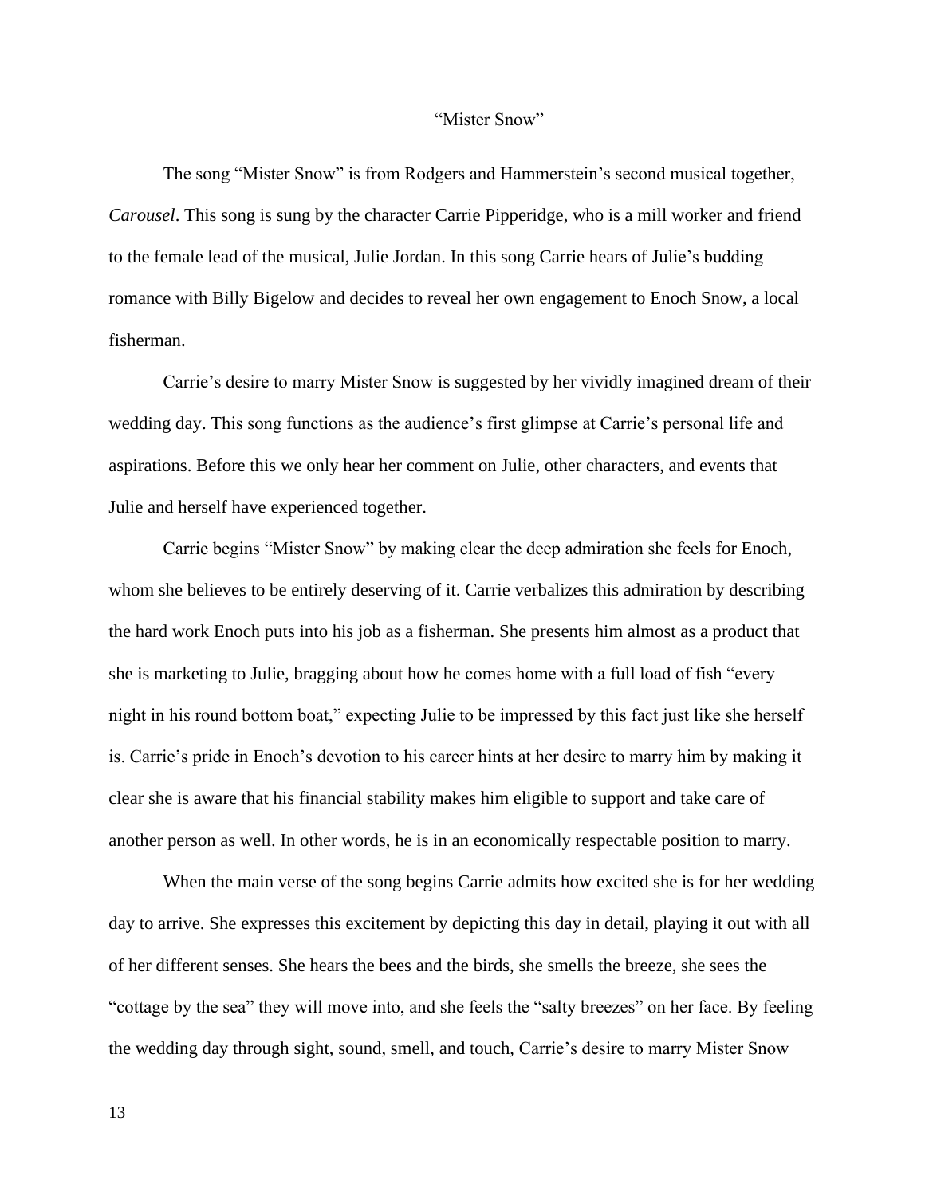## "Mister Snow"

The song "Mister Snow" is from Rodgers and Hammerstein's second musical together, *Carousel*. This song is sung by the character Carrie Pipperidge, who is a mill worker and friend to the female lead of the musical, Julie Jordan. In this song Carrie hears of Julie's budding romance with Billy Bigelow and decides to reveal her own engagement to Enoch Snow, a local fisherman.

Carrie's desire to marry Mister Snow is suggested by her vividly imagined dream of their wedding day. This song functions as the audience's first glimpse at Carrie's personal life and aspirations. Before this we only hear her comment on Julie, other characters, and events that Julie and herself have experienced together.

Carrie begins "Mister Snow" by making clear the deep admiration she feels for Enoch, whom she believes to be entirely deserving of it. Carrie verbalizes this admiration by describing the hard work Enoch puts into his job as a fisherman. She presents him almost as a product that she is marketing to Julie, bragging about how he comes home with a full load of fish "every night in his round bottom boat," expecting Julie to be impressed by this fact just like she herself is. Carrie's pride in Enoch's devotion to his career hints at her desire to marry him by making it clear she is aware that his financial stability makes him eligible to support and take care of another person as well. In other words, he is in an economically respectable position to marry.

When the main verse of the song begins Carrie admits how excited she is for her wedding day to arrive. She expresses this excitement by depicting this day in detail, playing it out with all of her different senses. She hears the bees and the birds, she smells the breeze, she sees the "cottage by the sea" they will move into, and she feels the "salty breezes" on her face. By feeling the wedding day through sight, sound, smell, and touch, Carrie's desire to marry Mister Snow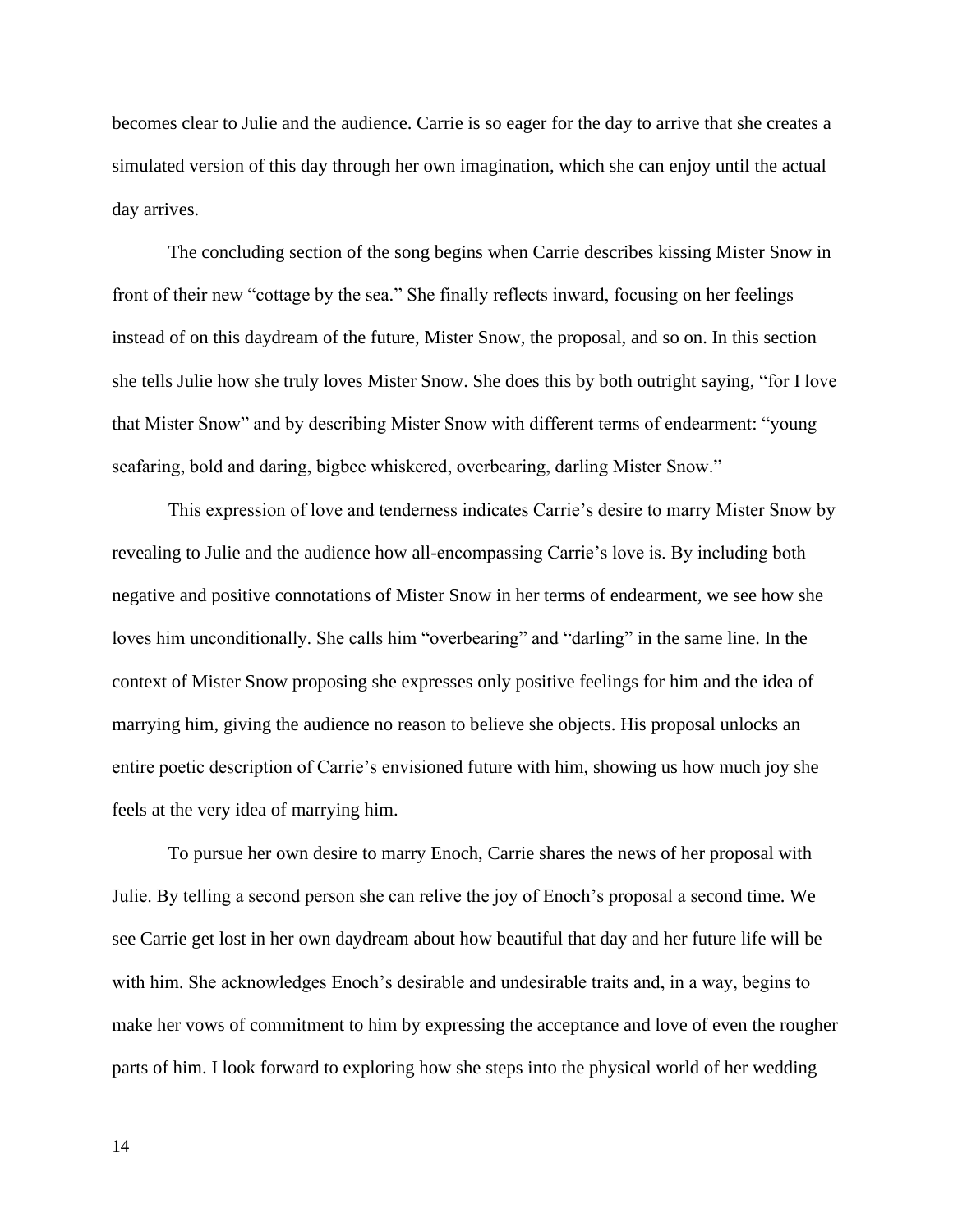becomes clear to Julie and the audience. Carrie is so eager for the day to arrive that she creates a simulated version of this day through her own imagination, which she can enjoy until the actual day arrives.

The concluding section of the song begins when Carrie describes kissing Mister Snow in front of their new "cottage by the sea." She finally reflects inward, focusing on her feelings instead of on this daydream of the future, Mister Snow, the proposal, and so on. In this section she tells Julie how she truly loves Mister Snow. She does this by both outright saying, "for I love that Mister Snow" and by describing Mister Snow with different terms of endearment: "young seafaring, bold and daring, bigbee whiskered, overbearing, darling Mister Snow."

This expression of love and tenderness indicates Carrie's desire to marry Mister Snow by revealing to Julie and the audience how all-encompassing Carrie's love is. By including both negative and positive connotations of Mister Snow in her terms of endearment, we see how she loves him unconditionally. She calls him "overbearing" and "darling" in the same line. In the context of Mister Snow proposing she expresses only positive feelings for him and the idea of marrying him, giving the audience no reason to believe she objects. His proposal unlocks an entire poetic description of Carrie's envisioned future with him, showing us how much joy she feels at the very idea of marrying him.

To pursue her own desire to marry Enoch, Carrie shares the news of her proposal with Julie. By telling a second person she can relive the joy of Enoch's proposal a second time. We see Carrie get lost in her own daydream about how beautiful that day and her future life will be with him. She acknowledges Enoch's desirable and undesirable traits and, in a way, begins to make her vows of commitment to him by expressing the acceptance and love of even the rougher parts of him. I look forward to exploring how she steps into the physical world of her wedding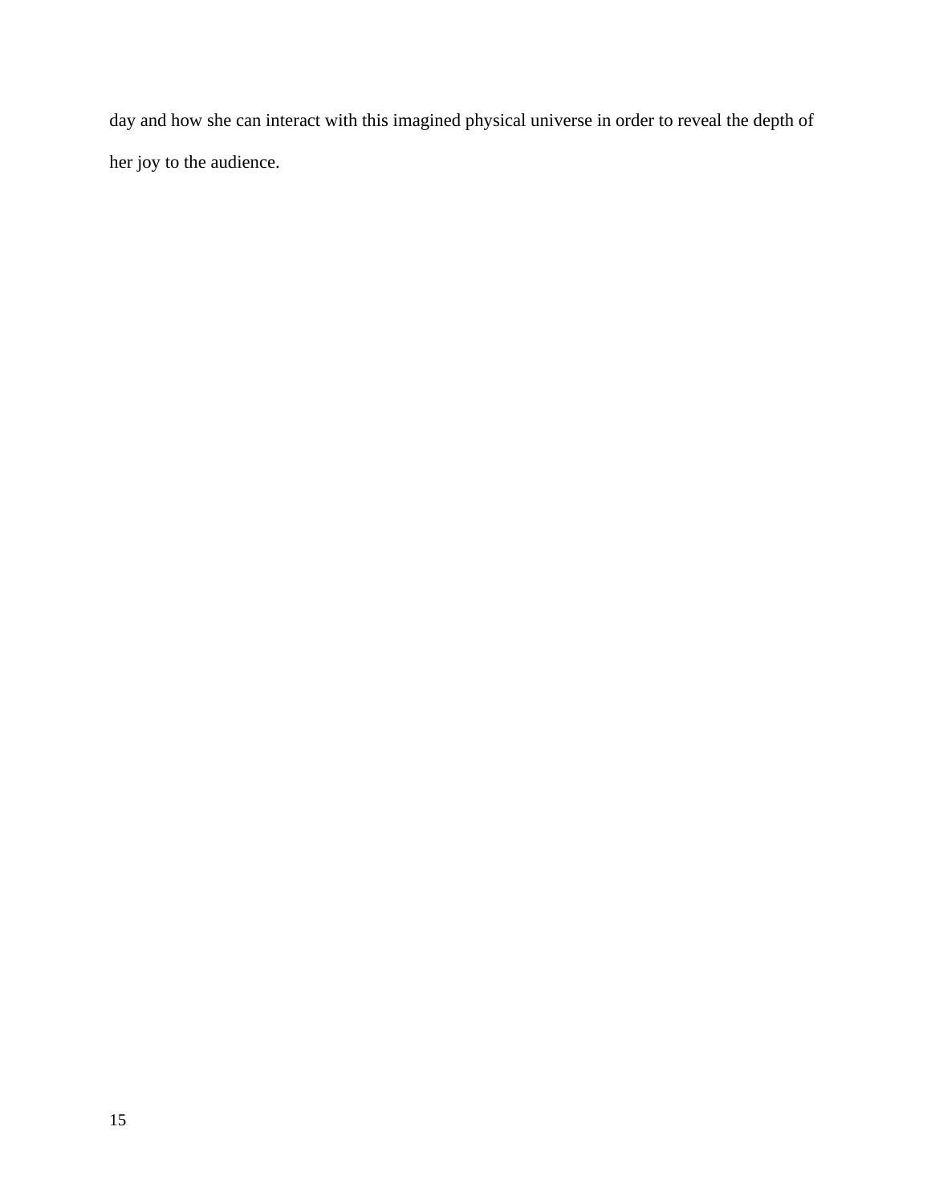day and how she can interact with this imagined physical universe in order to reveal the depth of her joy to the audience.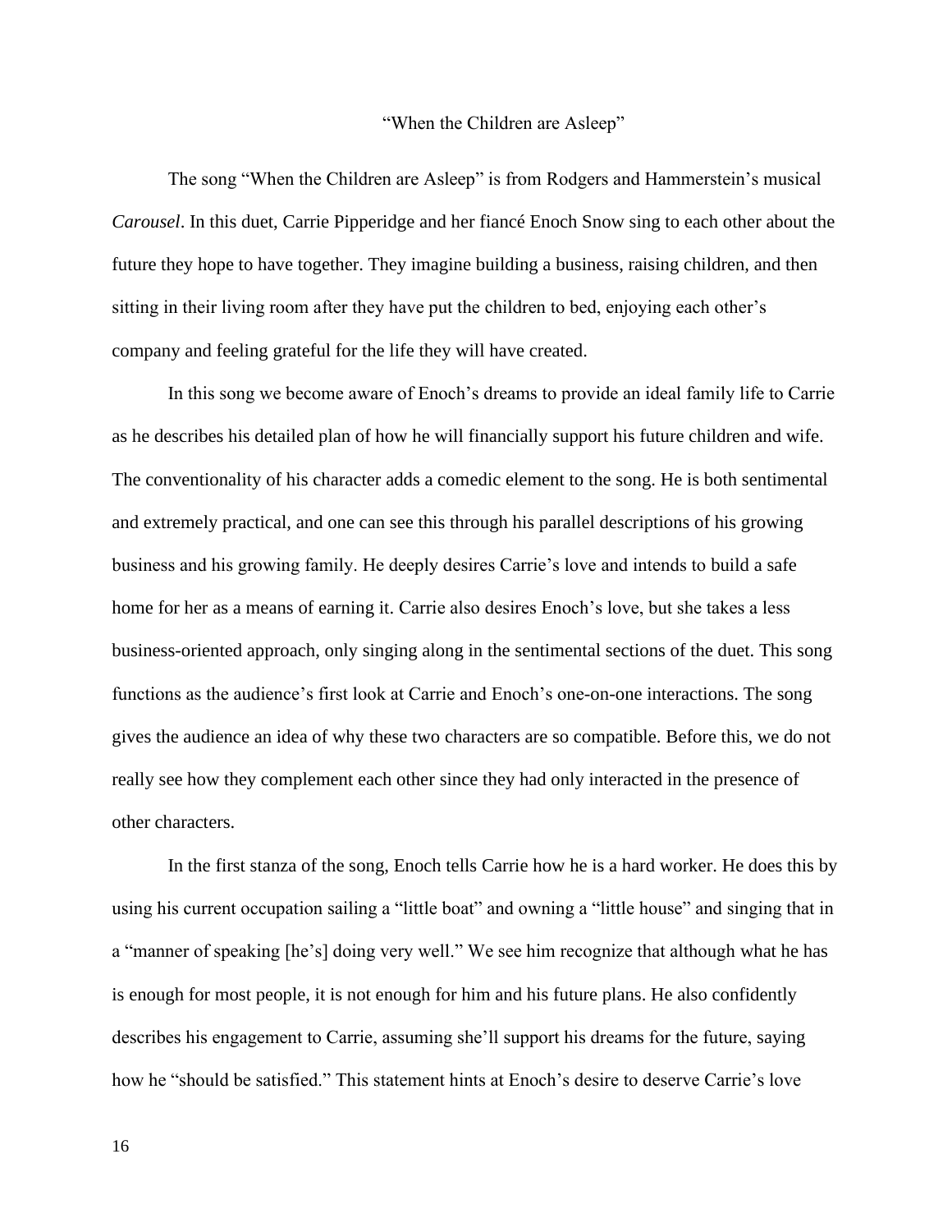# "When the Children are Asleep"

The song "When the Children are Asleep" is from Rodgers and Hammerstein's musical *Carousel*. In this duet, Carrie Pipperidge and her fiancé Enoch Snow sing to each other about the future they hope to have together. They imagine building a business, raising children, and then sitting in their living room after they have put the children to bed, enjoying each other's company and feeling grateful for the life they will have created.

In this song we become aware of Enoch's dreams to provide an ideal family life to Carrie as he describes his detailed plan of how he will financially support his future children and wife. The conventionality of his character adds a comedic element to the song. He is both sentimental and extremely practical, and one can see this through his parallel descriptions of his growing business and his growing family. He deeply desires Carrie's love and intends to build a safe home for her as a means of earning it. Carrie also desires Enoch's love, but she takes a less business-oriented approach, only singing along in the sentimental sections of the duet. This song functions as the audience's first look at Carrie and Enoch's one-on-one interactions. The song gives the audience an idea of why these two characters are so compatible. Before this, we do not really see how they complement each other since they had only interacted in the presence of other characters.

In the first stanza of the song, Enoch tells Carrie how he is a hard worker. He does this by using his current occupation sailing a "little boat" and owning a "little house" and singing that in a "manner of speaking [he's] doing very well." We see him recognize that although what he has is enough for most people, it is not enough for him and his future plans. He also confidently describes his engagement to Carrie, assuming she'll support his dreams for the future, saying how he "should be satisfied." This statement hints at Enoch's desire to deserve Carrie's love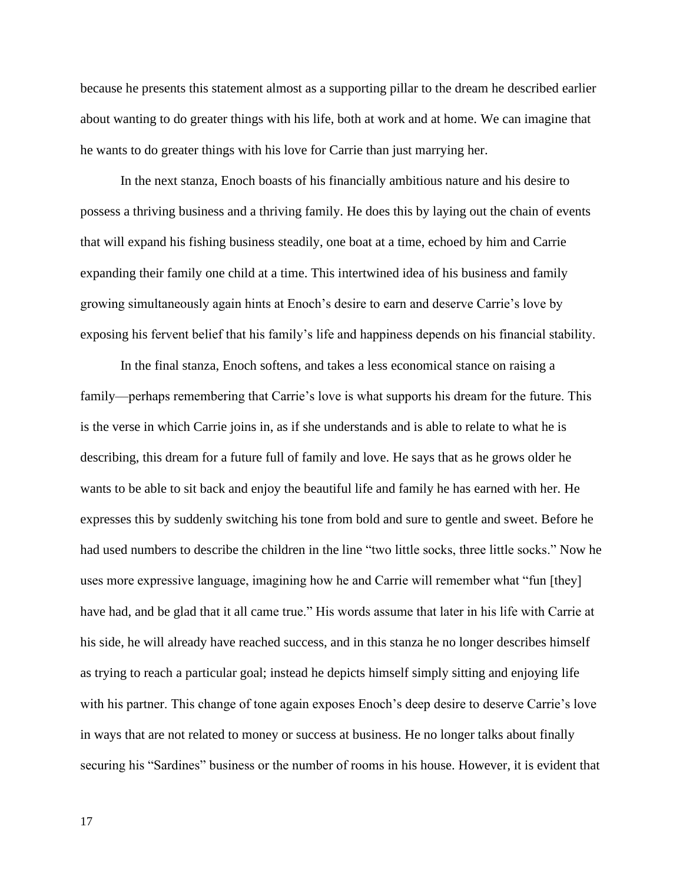because he presents this statement almost as a supporting pillar to the dream he described earlier about wanting to do greater things with his life, both at work and at home. We can imagine that he wants to do greater things with his love for Carrie than just marrying her.

In the next stanza, Enoch boasts of his financially ambitious nature and his desire to possess a thriving business and a thriving family. He does this by laying out the chain of events that will expand his fishing business steadily, one boat at a time, echoed by him and Carrie expanding their family one child at a time. This intertwined idea of his business and family growing simultaneously again hints at Enoch's desire to earn and deserve Carrie's love by exposing his fervent belief that his family's life and happiness depends on his financial stability.

In the final stanza, Enoch softens, and takes a less economical stance on raising a family—perhaps remembering that Carrie's love is what supports his dream for the future. This is the verse in which Carrie joins in, as if she understands and is able to relate to what he is describing, this dream for a future full of family and love. He says that as he grows older he wants to be able to sit back and enjoy the beautiful life and family he has earned with her. He expresses this by suddenly switching his tone from bold and sure to gentle and sweet. Before he had used numbers to describe the children in the line "two little socks, three little socks." Now he uses more expressive language, imagining how he and Carrie will remember what "fun [they] have had, and be glad that it all came true." His words assume that later in his life with Carrie at his side, he will already have reached success, and in this stanza he no longer describes himself as trying to reach a particular goal; instead he depicts himself simply sitting and enjoying life with his partner. This change of tone again exposes Enoch's deep desire to deserve Carrie's love in ways that are not related to money or success at business. He no longer talks about finally securing his "Sardines" business or the number of rooms in his house. However, it is evident that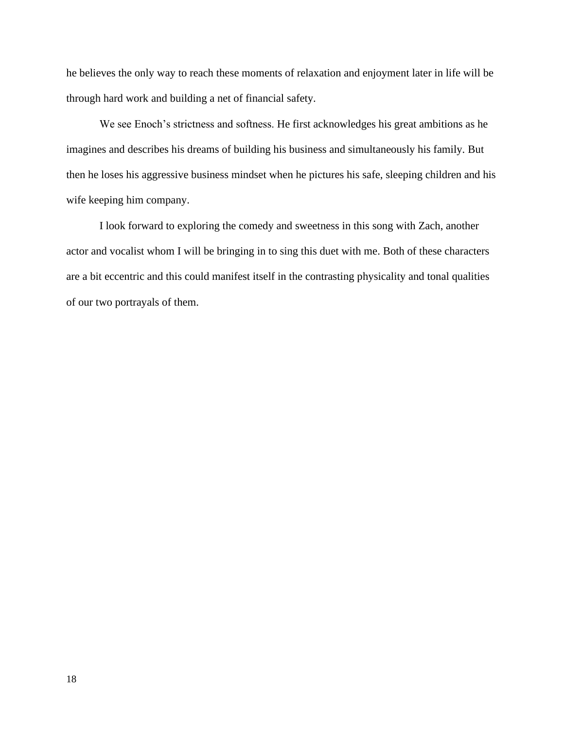he believes the only way to reach these moments of relaxation and enjoyment later in life will be through hard work and building a net of financial safety.

We see Enoch's strictness and softness. He first acknowledges his great ambitions as he imagines and describes his dreams of building his business and simultaneously his family. But then he loses his aggressive business mindset when he pictures his safe, sleeping children and his wife keeping him company.

I look forward to exploring the comedy and sweetness in this song with Zach, another actor and vocalist whom I will be bringing in to sing this duet with me. Both of these characters are a bit eccentric and this could manifest itself in the contrasting physicality and tonal qualities of our two portrayals of them.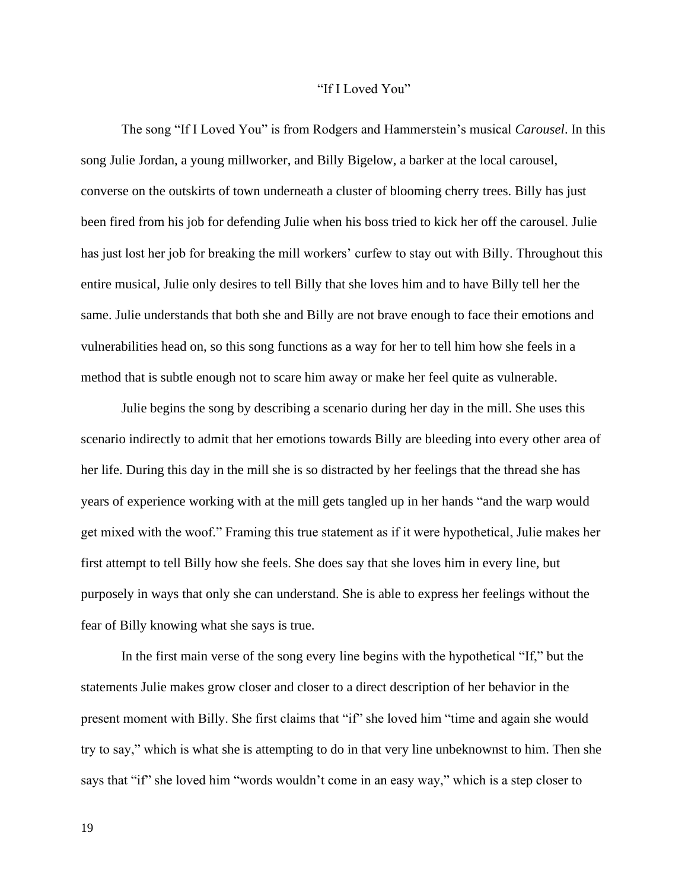# “If I Loved You”

The song “If I Loved You” is from Rodgers and Hammerstein’s musical *Carousel*. In this song Julie Jordan, a young millworker, and Billy Bigelow, a barker at the local carousel, converse on the outskirts of town underneath a cluster of blooming cherry trees. Billy has just been fired from his job for defending Julie when his boss tried to kick her off the carousel. Julie has just lost her job for breaking the mill workers’ curfew to stay out with Billy. Throughout this entire musical, Julie only desires to tell Billy that she loves him and to have Billy tell her the same. Julie understands that both she and Billy are not brave enough to face their emotions and vulnerabilities head on, so this song functions as a way for her to tell him how she feels in a method that is subtle enough not to scare him away or make her feel quite as vulnerable.

Julie begins the song by describing a scenario during her day in the mill. She uses this scenario indirectly to admit that her emotions towards Billy are bleeding into every other area of her life. During this day in the mill she is so distracted by her feelings that the thread she has years of experience working with at the mill gets tangled up in her hands “and the warp would get mixed with the woof.” Framing this true statement as if it were hypothetical, Julie makes her first attempt to tell Billy how she feels. She does say that she loves him in every line, but purposely in ways that only she can understand. She is able to express her feelings without the fear of Billy knowing what she says is true.

In the first main verse of the song every line begins with the hypothetical “If,” but the statements Julie makes grow closer and closer to a direct description of her behavior in the present moment with Billy. She first claims that “if” she loved him “time and again she would try to say,” which is what she is attempting to do in that very line unbeknownst to him. Then she says that “if” she loved him “words wouldn’t come in an easy way,” which is a step closer to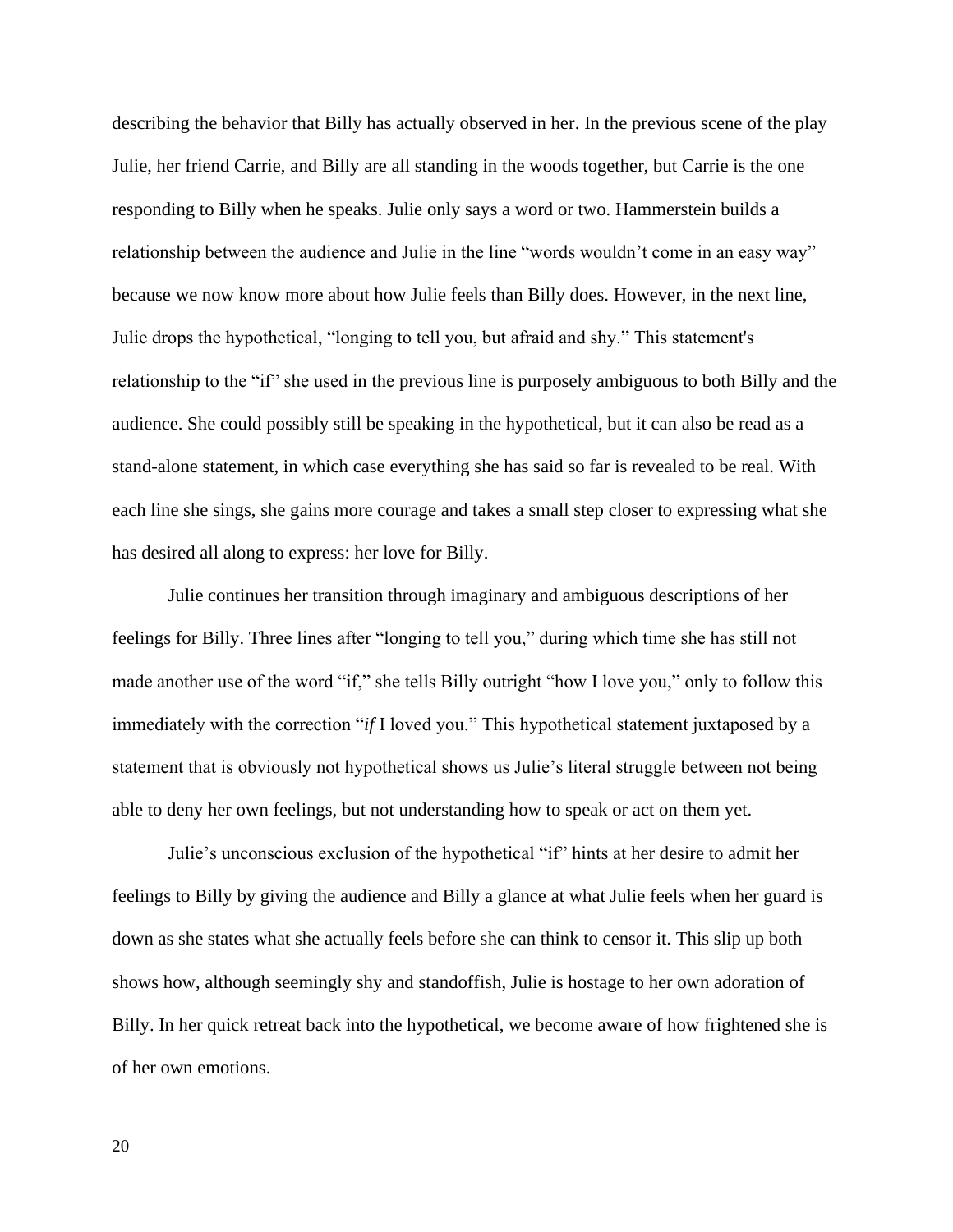describing the behavior that Billy has actually observed in her. In the previous scene of the play Julie, her friend Carrie, and Billy are all standing in the woods together, but Carrie is the one responding to Billy when he speaks. Julie only says a word or two. Hammerstein builds a relationship between the audience and Julie in the line "words wouldn't come in an easy way" because we now know more about how Julie feels than Billy does. However, in the next line, Julie drops the hypothetical, "longing to tell you, but afraid and shy." This statement's relationship to the "if" she used in the previous line is purposely ambiguous to both Billy and the audience. She could possibly still be speaking in the hypothetical, but it can also be read as a stand-alone statement, in which case everything she has said so far is revealed to be real. With each line she sings, she gains more courage and takes a small step closer to expressing what she has desired all along to express: her love for Billy.

Julie continues her transition through imaginary and ambiguous descriptions of her feelings for Billy. Three lines after "longing to tell you," during which time she has still not made another use of the word "if," she tells Billy outright "how I love you," only to follow this immediately with the correction "*if* I loved you." This hypothetical statement juxtaposed by a statement that is obviously not hypothetical shows us Julie's literal struggle between not being able to deny her own feelings, but not understanding how to speak or act on them yet.

Julie's unconscious exclusion of the hypothetical "if" hints at her desire to admit her feelings to Billy by giving the audience and Billy a glance at what Julie feels when her guard is down as she states what she actually feels before she can think to censor it. This slip up both shows how, although seemingly shy and standoffish, Julie is hostage to her own adoration of Billy. In her quick retreat back into the hypothetical, we become aware of how frightened she is of her own emotions.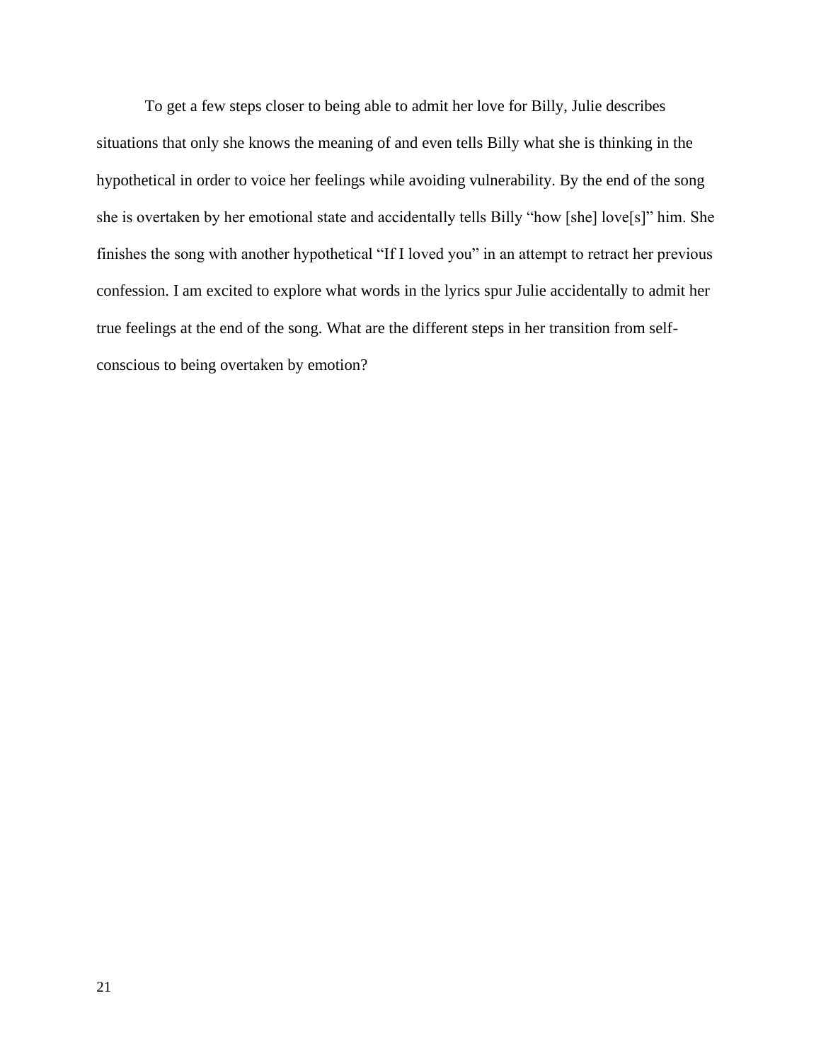To get a few steps closer to being able to admit her love for Billy, Julie describes situations that only she knows the meaning of and even tells Billy what she is thinking in the hypothetical in order to voice her feelings while avoiding vulnerability. By the end of the song she is overtaken by her emotional state and accidentally tells Billy "how [she] love[s]" him. She finishes the song with another hypothetical "If I loved you" in an attempt to retract her previous confession. I am excited to explore what words in the lyrics spur Julie accidentally to admit her true feelings at the end of the song. What are the different steps in her transition from self-conscious to being overtaken by emotion?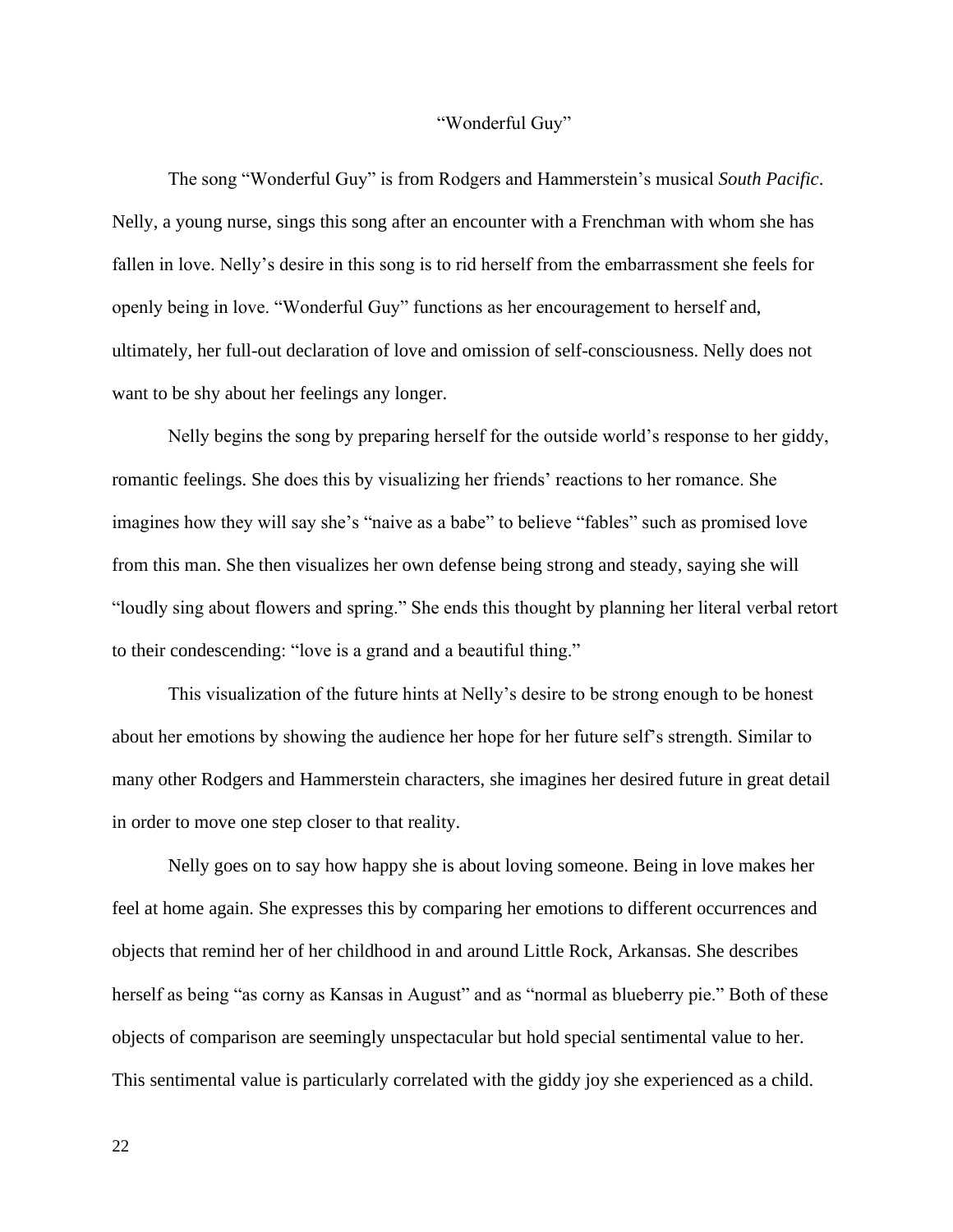## "Wonderful Guy"

The song "Wonderful Guy" is from Rodgers and Hammerstein's musical *South Pacific*. Nelly, a young nurse, sings this song after an encounter with a Frenchman with whom she has fallen in love. Nelly's desire in this song is to rid herself from the embarrassment she feels for openly being in love. "Wonderful Guy" functions as her encouragement to herself and, ultimately, her full-out declaration of love and omission of self-consciousness. Nelly does not want to be shy about her feelings any longer.

Nelly begins the song by preparing herself for the outside world's response to her giddy, romantic feelings. She does this by visualizing her friends' reactions to her romance. She imagines how they will say she's "naive as a babe" to believe "fables" such as promised love from this man. She then visualizes her own defense being strong and steady, saying she will "loudly sing about flowers and spring." She ends this thought by planning her literal verbal retort to their condescending: "love is a grand and a beautiful thing."

This visualization of the future hints at Nelly's desire to be strong enough to be honest about her emotions by showing the audience her hope for her future self's strength. Similar to many other Rodgers and Hammerstein characters, she imagines her desired future in great detail in order to move one step closer to that reality.

Nelly goes on to say how happy she is about loving someone. Being in love makes her feel at home again. She expresses this by comparing her emotions to different occurrences and objects that remind her of her childhood in and around Little Rock, Arkansas. She describes herself as being "as corny as Kansas in August" and as "normal as blueberry pie." Both of these objects of comparison are seemingly unspectacular but hold special sentimental value to her. This sentimental value is particularly correlated with the giddy joy she experienced as a child.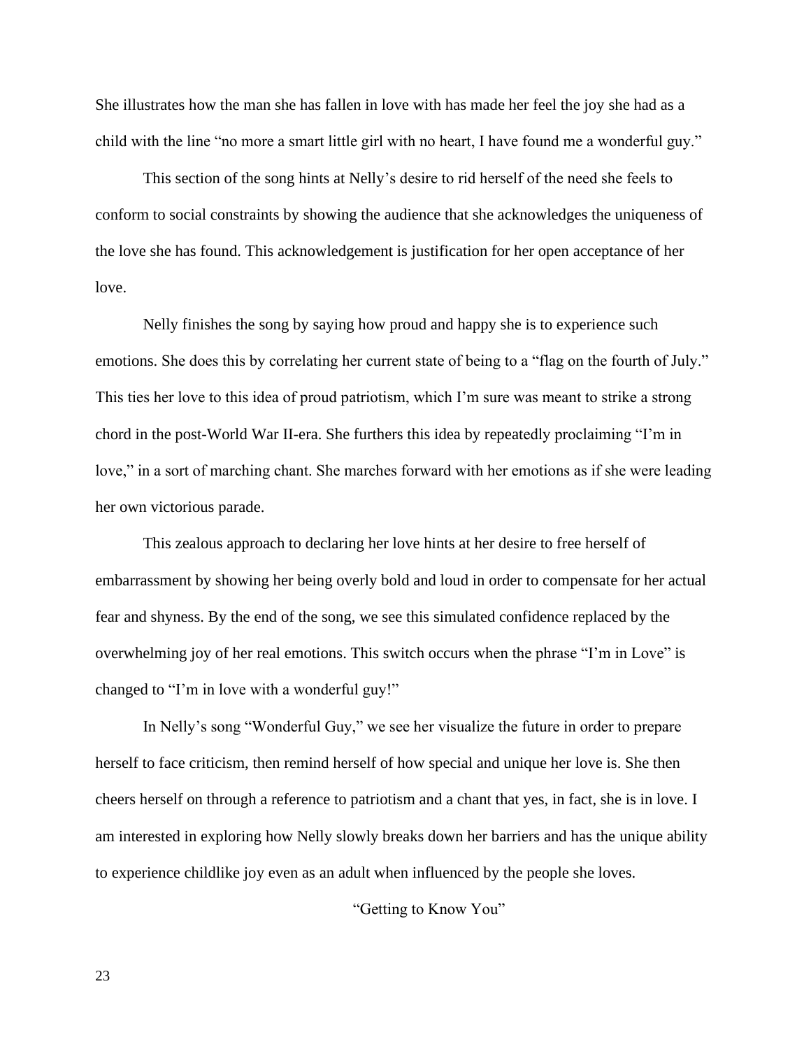She illustrates how the man she has fallen in love with has made her feel the joy she had as a child with the line "no more a smart little girl with no heart, I have found me a wonderful guy."

This section of the song hints at Nelly's desire to rid herself of the need she feels to conform to social constraints by showing the audience that she acknowledges the uniqueness of the love she has found. This acknowledgement is justification for her open acceptance of her love.

Nelly finishes the song by saying how proud and happy she is to experience such emotions. She does this by correlating her current state of being to a "flag on the fourth of July." This ties her love to this idea of proud patriotism, which I'm sure was meant to strike a strong chord in the post-World War II-era. She furthers this idea by repeatedly proclaiming "I'm in love," in a sort of marching chant. She marches forward with her emotions as if she were leading her own victorious parade.

This zealous approach to declaring her love hints at her desire to free herself of embarrassment by showing her being overly bold and loud in order to compensate for her actual fear and shyness. By the end of the song, we see this simulated confidence replaced by the overwhelming joy of her real emotions. This switch occurs when the phrase "I'm in Love" is changed to "I'm in love with a wonderful guy!"

In Nelly's song "Wonderful Guy," we see her visualize the future in order to prepare herself to face criticism, then remind herself of how special and unique her love is. She then cheers herself on through a reference to patriotism and a chant that yes, in fact, she is in love. I am interested in exploring how Nelly slowly breaks down her barriers and has the unique ability to experience childlike joy even as an adult when influenced by the people she loves.

### "Getting to Know You"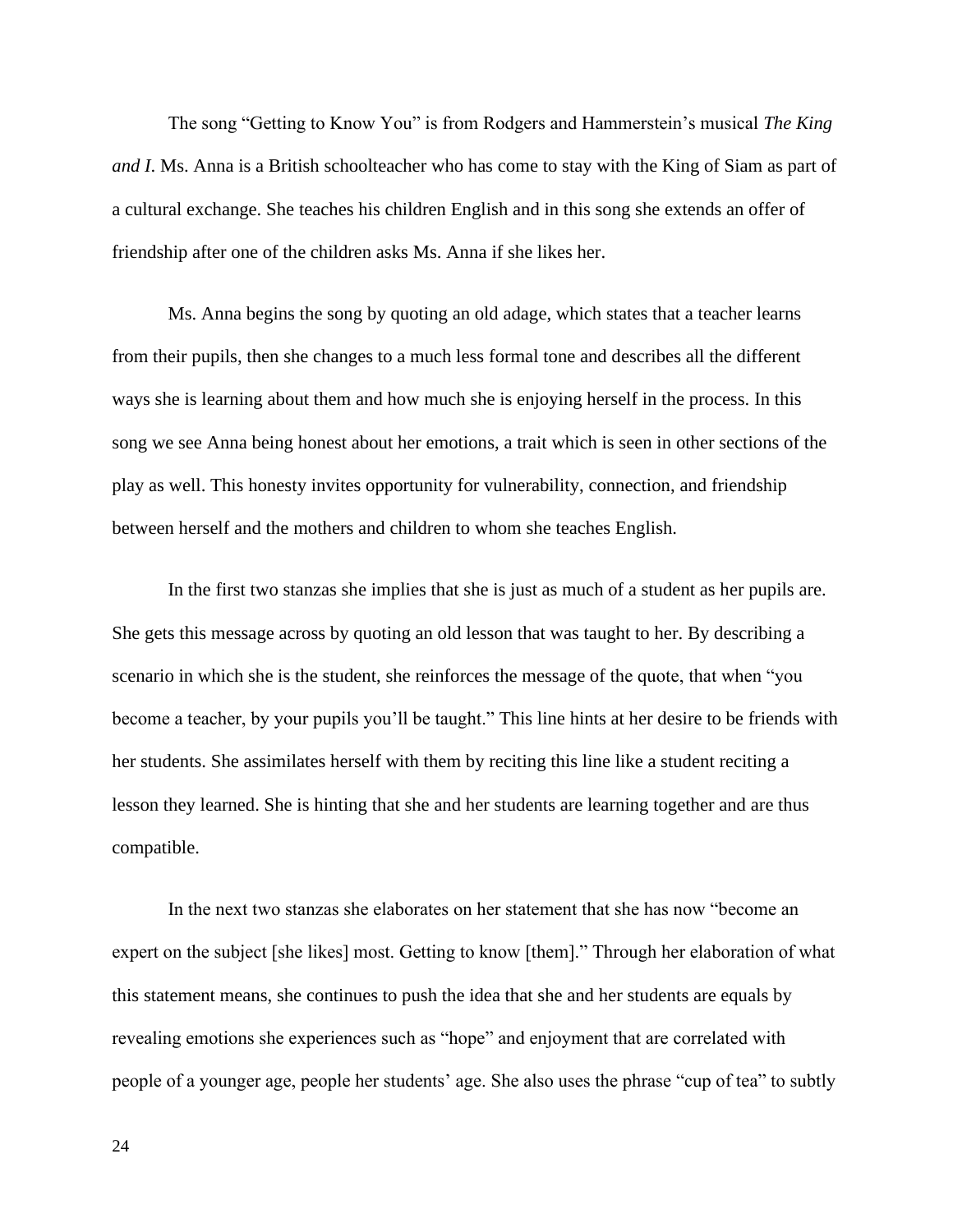The song "Getting to Know You" is from Rodgers and Hammerstein's musical *The King and I*. Ms. Anna is a British schoolteacher who has come to stay with the King of Siam as part of a cultural exchange. She teaches his children English and in this song she extends an offer of friendship after one of the children asks Ms. Anna if she likes her.

Ms. Anna begins the song by quoting an old adage, which states that a teacher learns from their pupils, then she changes to a much less formal tone and describes all the different ways she is learning about them and how much she is enjoying herself in the process. In this song we see Anna being honest about her emotions, a trait which is seen in other sections of the play as well. This honesty invites opportunity for vulnerability, connection, and friendship between herself and the mothers and children to whom she teaches English.

In the first two stanzas she implies that she is just as much of a student as her pupils are. She gets this message across by quoting an old lesson that was taught to her. By describing a scenario in which she is the student, she reinforces the message of the quote, that when "you become a teacher, by your pupils you'll be taught." This line hints at her desire to be friends with her students. She assimilates herself with them by reciting this line like a student reciting a lesson they learned. She is hinting that she and her students are learning together and are thus compatible.

In the next two stanzas she elaborates on her statement that she has now "become an expert on the subject [she likes] most. Getting to know [them]." Through her elaboration of what this statement means, she continues to push the idea that she and her students are equals by revealing emotions she experiences such as "hope" and enjoyment that are correlated with people of a younger age, people her students' age. She also uses the phrase "cup of tea" to subtly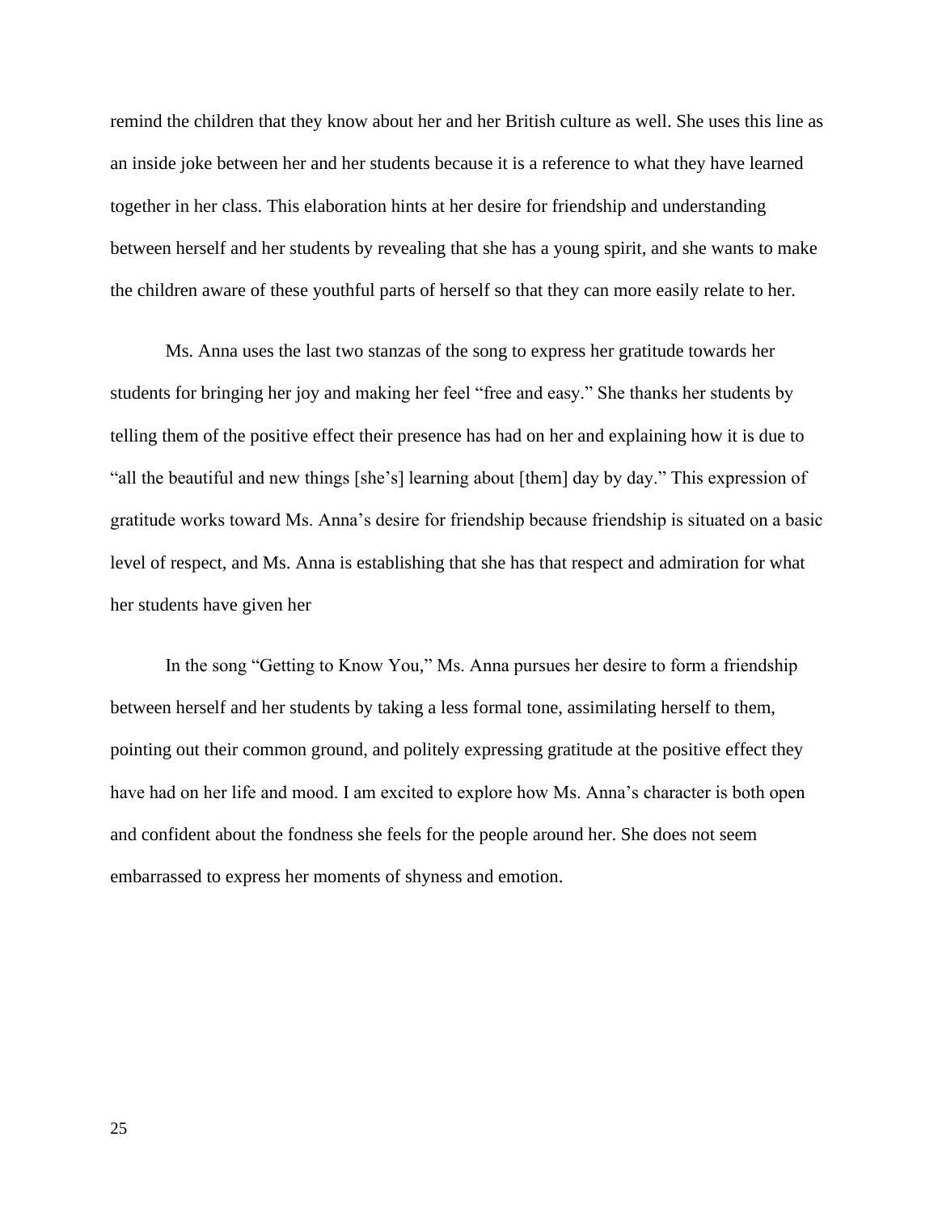remind the children that they know about her and her British culture as well. She uses this line as an inside joke between her and her students because it is a reference to what they have learned together in her class. This elaboration hints at her desire for friendship and understanding between herself and her students by revealing that she has a young spirit, and she wants to make the children aware of these youthful parts of herself so that they can more easily relate to her.

Ms. Anna uses the last two stanzas of the song to express her gratitude towards her students for bringing her joy and making her feel "free and easy." She thanks her students by telling them of the positive effect their presence has had on her and explaining how it is due to "all the beautiful and new things [she's] learning about [them] day by day." This expression of gratitude works toward Ms. Anna's desire for friendship because friendship is situated on a basic level of respect, and Ms. Anna is establishing that she has that respect and admiration for what her students have given her

In the song "Getting to Know You," Ms. Anna pursues her desire to form a friendship between herself and her students by taking a less formal tone, assimilating herself to them, pointing out their common ground, and politely expressing gratitude at the positive effect they have had on her life and mood. I am excited to explore how Ms. Anna's character is both open and confident about the fondness she feels for the people around her. She does not seem embarrassed to express her moments of shyness and emotion.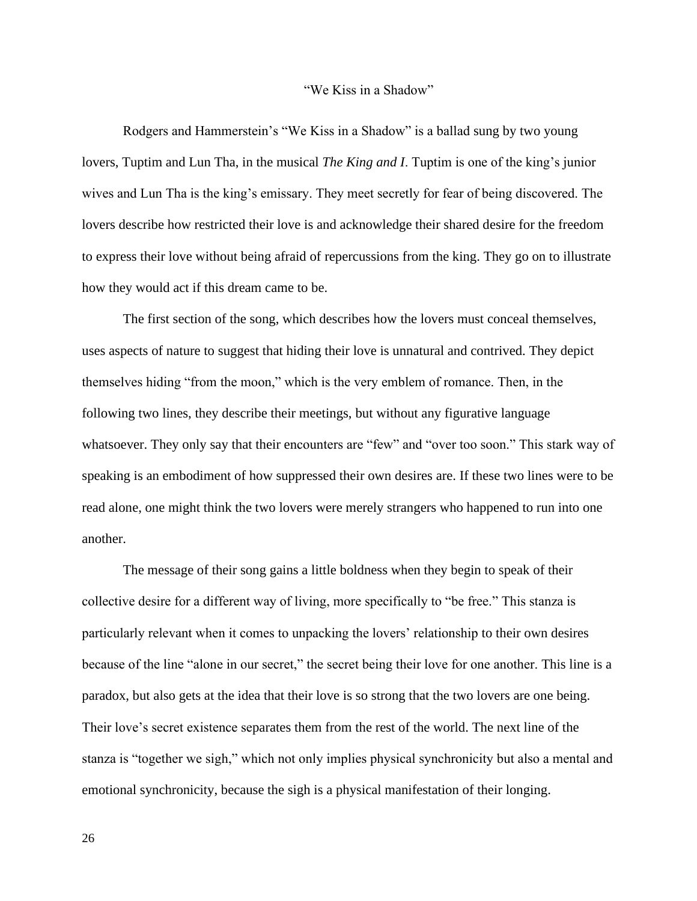# "We Kiss in a Shadow"

Rodgers and Hammerstein's "We Kiss in a Shadow" is a ballad sung by two young lovers, Tuptim and Lun Tha, in the musical *The King and I*. Tuptim is one of the king's junior wives and Lun Tha is the king's emissary. They meet secretly for fear of being discovered. The lovers describe how restricted their love is and acknowledge their shared desire for the freedom to express their love without being afraid of repercussions from the king. They go on to illustrate how they would act if this dream came to be.

The first section of the song, which describes how the lovers must conceal themselves, uses aspects of nature to suggest that hiding their love is unnatural and contrived. They depict themselves hiding "from the moon," which is the very emblem of romance. Then, in the following two lines, they describe their meetings, but without any figurative language whatsoever. They only say that their encounters are "few" and "over too soon." This stark way of speaking is an embodiment of how suppressed their own desires are. If these two lines were to be read alone, one might think the two lovers were merely strangers who happened to run into one another.

The message of their song gains a little boldness when they begin to speak of their collective desire for a different way of living, more specifically to "be free." This stanza is particularly relevant when it comes to unpacking the lovers' relationship to their own desires because of the line "alone in our secret," the secret being their love for one another. This line is a paradox, but also gets at the idea that their love is so strong that the two lovers are one being. Their love's secret existence separates them from the rest of the world. The next line of the stanza is "together we sigh," which not only implies physical synchronicity but also a mental and emotional synchronicity, because the sigh is a physical manifestation of their longing.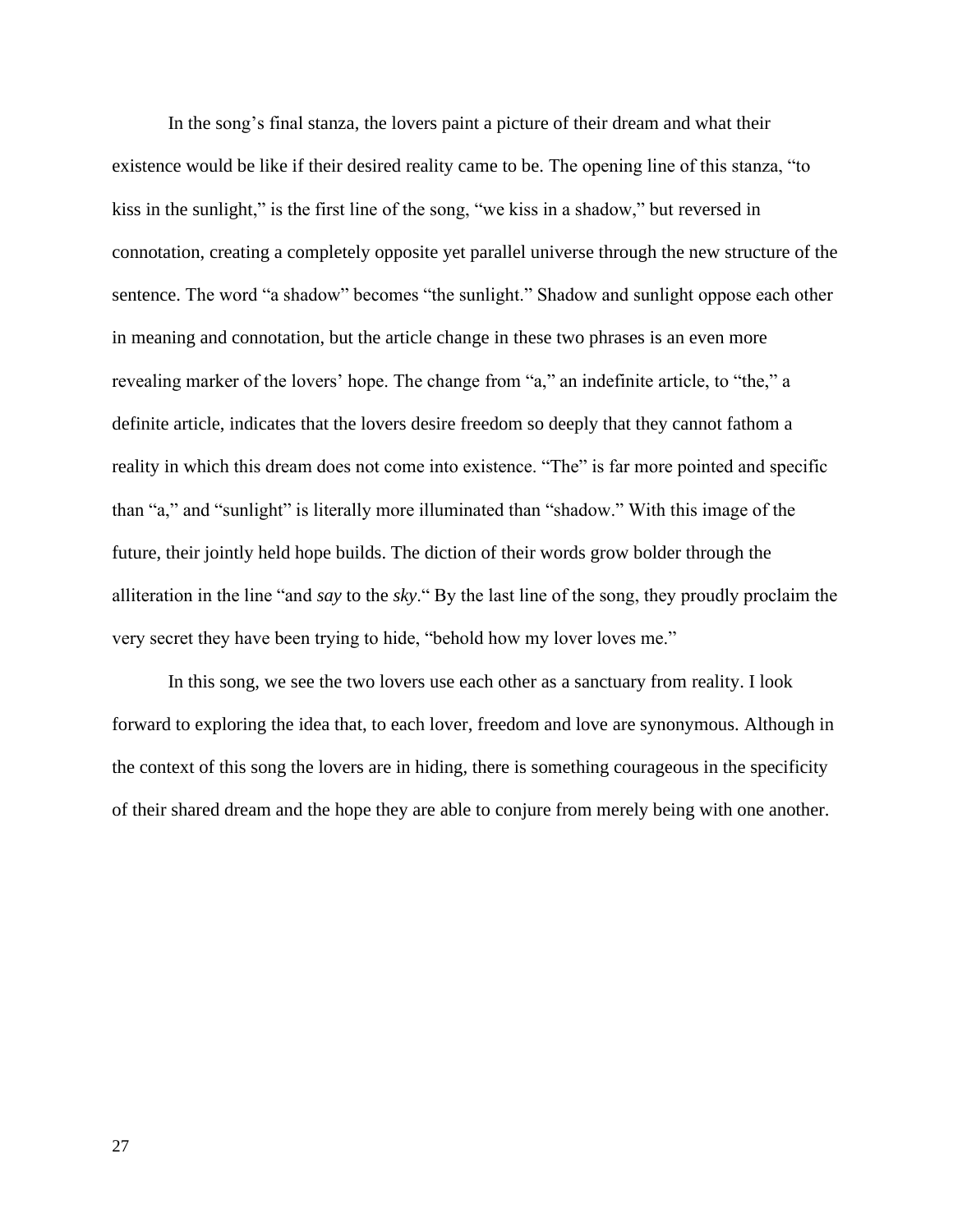In the song's final stanza, the lovers paint a picture of their dream and what their existence would be like if their desired reality came to be. The opening line of this stanza, "to kiss in the sunlight," is the first line of the song, "we kiss in a shadow," but reversed in connotation, creating a completely opposite yet parallel universe through the new structure of the sentence. The word "a shadow" becomes "the sunlight." Shadow and sunlight oppose each other in meaning and connotation, but the article change in these two phrases is an even more revealing marker of the lovers' hope. The change from "a," an indefinite article, to "the," a definite article, indicates that the lovers desire freedom so deeply that they cannot fathom a reality in which this dream does not come into existence. "The" is far more pointed and specific than "a," and "sunlight" is literally more illuminated than "shadow." With this image of the future, their jointly held hope builds. The diction of their words grow bolder through the alliteration in the line "and *say* to the *sky*." By the last line of the song, they proudly proclaim the very secret they have been trying to hide, "behold how my lover loves me."

In this song, we see the two lovers use each other as a sanctuary from reality. I look forward to exploring the idea that, to each lover, freedom and love are synonymous. Although in the context of this song the lovers are in hiding, there is something courageous in the specificity of their shared dream and the hope they are able to conjure from merely being with one another.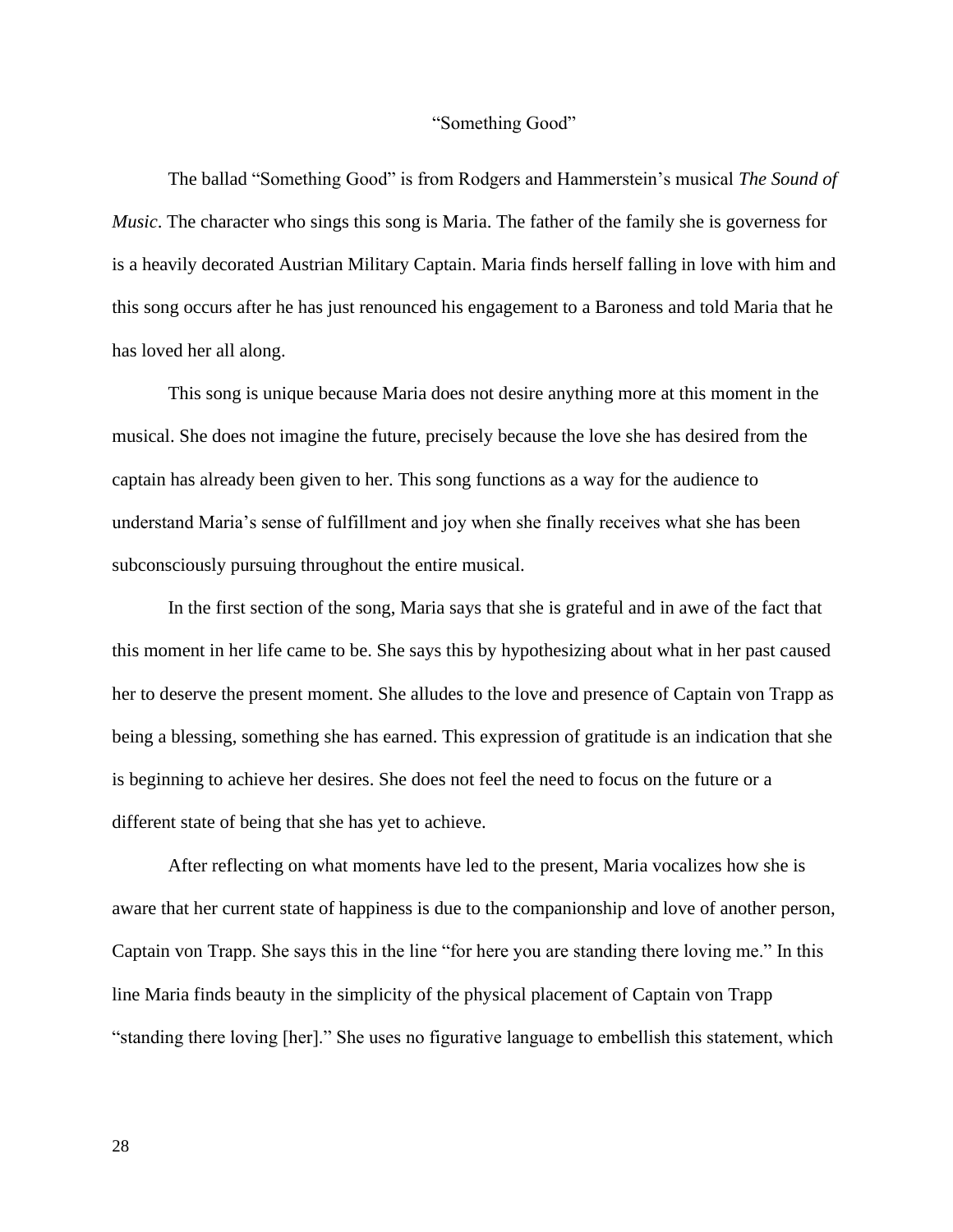# "Something Good"

The ballad "Something Good" is from Rodgers and Hammerstein's musical *The Sound of Music*. The character who sings this song is Maria. The father of the family she is governess for is a heavily decorated Austrian Military Captain. Maria finds herself falling in love with him and this song occurs after he has just renounced his engagement to a Baroness and told Maria that he has loved her all along.

This song is unique because Maria does not desire anything more at this moment in the musical. She does not imagine the future, precisely because the love she has desired from the captain has already been given to her. This song functions as a way for the audience to understand Maria's sense of fulfillment and joy when she finally receives what she has been subconsciously pursuing throughout the entire musical.

In the first section of the song, Maria says that she is grateful and in awe of the fact that this moment in her life came to be. She says this by hypothesizing about what in her past caused her to deserve the present moment. She alludes to the love and presence of Captain von Trapp as being a blessing, something she has earned. This expression of gratitude is an indication that she is beginning to achieve her desires. She does not feel the need to focus on the future or a different state of being that she has yet to achieve.

After reflecting on what moments have led to the present, Maria vocalizes how she is aware that her current state of happiness is due to the companionship and love of another person, Captain von Trapp. She says this in the line "for here you are standing there loving me." In this line Maria finds beauty in the simplicity of the physical placement of Captain von Trapp "standing there loving [her]." She uses no figurative language to embellish this statement, which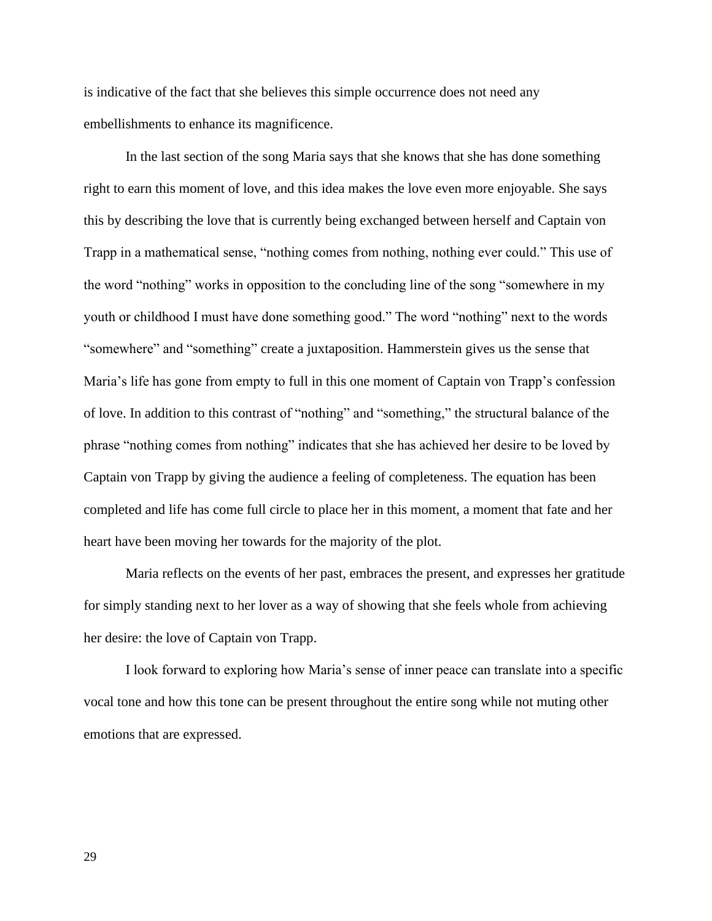is indicative of the fact that she believes this simple occurrence does not need any embellishments to enhance its magnificence.

In the last section of the song Maria says that she knows that she has done something right to earn this moment of love, and this idea makes the love even more enjoyable. She says this by describing the love that is currently being exchanged between herself and Captain von Trapp in a mathematical sense, "nothing comes from nothing, nothing ever could." This use of the word "nothing" works in opposition to the concluding line of the song "somewhere in my youth or childhood I must have done something good." The word "nothing" next to the words "somewhere" and "something" create a juxtaposition. Hammerstein gives us the sense that Maria's life has gone from empty to full in this one moment of Captain von Trapp's confession of love. In addition to this contrast of "nothing" and "something," the structural balance of the phrase "nothing comes from nothing" indicates that she has achieved her desire to be loved by Captain von Trapp by giving the audience a feeling of completeness. The equation has been completed and life has come full circle to place her in this moment, a moment that fate and her heart have been moving her towards for the majority of the plot.

Maria reflects on the events of her past, embraces the present, and expresses her gratitude for simply standing next to her lover as a way of showing that she feels whole from achieving her desire: the love of Captain von Trapp.

I look forward to exploring how Maria's sense of inner peace can translate into a specific vocal tone and how this tone can be present throughout the entire song while not muting other emotions that are expressed.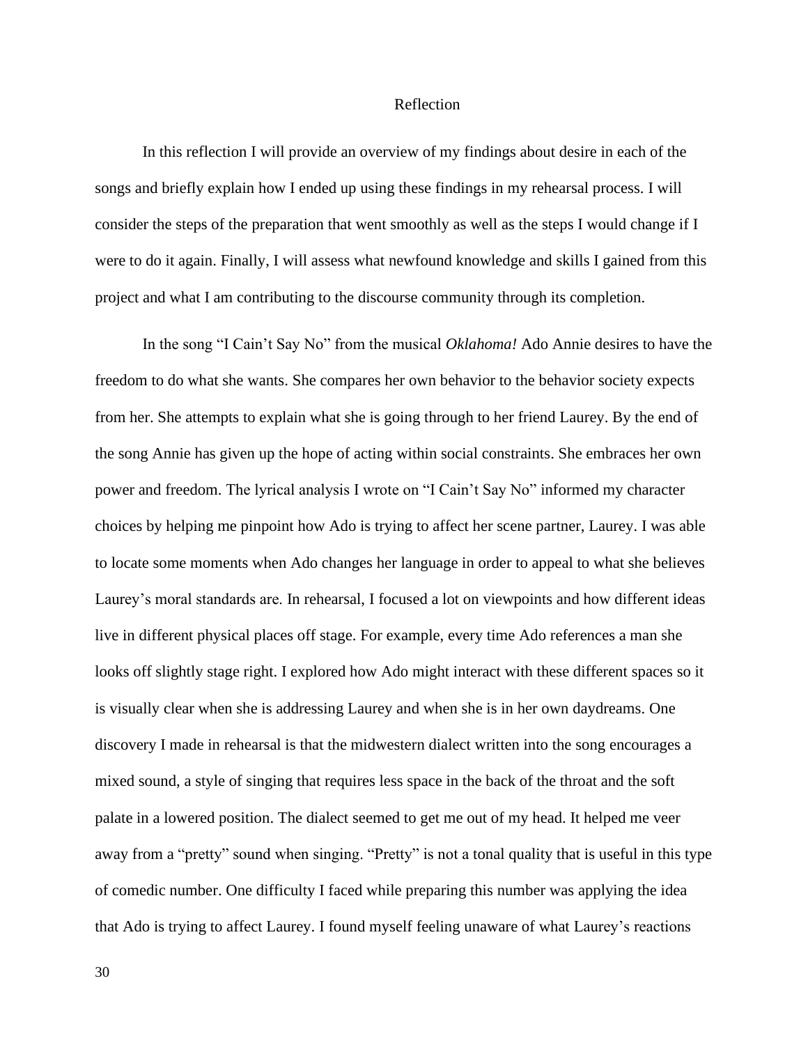# Reflection

In this reflection I will provide an overview of my findings about desire in each of the songs and briefly explain how I ended up using these findings in my rehearsal process. I will consider the steps of the preparation that went smoothly as well as the steps I would change if I were to do it again. Finally, I will assess what newfound knowledge and skills I gained from this project and what I am contributing to the discourse community through its completion.

In the song "I Cain't Say No" from the musical *Oklahoma!* Ado Annie desires to have the freedom to do what she wants. She compares her own behavior to the behavior society expects from her. She attempts to explain what she is going through to her friend Laurey. By the end of the song Annie has given up the hope of acting within social constraints. She embraces her own power and freedom. The lyrical analysis I wrote on "I Cain't Say No" informed my character choices by helping me pinpoint how Ado is trying to affect her scene partner, Laurey. I was able to locate some moments when Ado changes her language in order to appeal to what she believes Laurey's moral standards are. In rehearsal, I focused a lot on viewpoints and how different ideas live in different physical places off stage. For example, every time Ado references a man she looks off slightly stage right. I explored how Ado might interact with these different spaces so it is visually clear when she is addressing Laurey and when she is in her own daydreams. One discovery I made in rehearsal is that the midwestern dialect written into the song encourages a mixed sound, a style of singing that requires less space in the back of the throat and the soft palate in a lowered position. The dialect seemed to get me out of my head. It helped me veer away from a "pretty" sound when singing. "Pretty" is not a tonal quality that is useful in this type of comedic number. One difficulty I faced while preparing this number was applying the idea that Ado is trying to affect Laurey. I found myself feeling unaware of what Laurey's reactions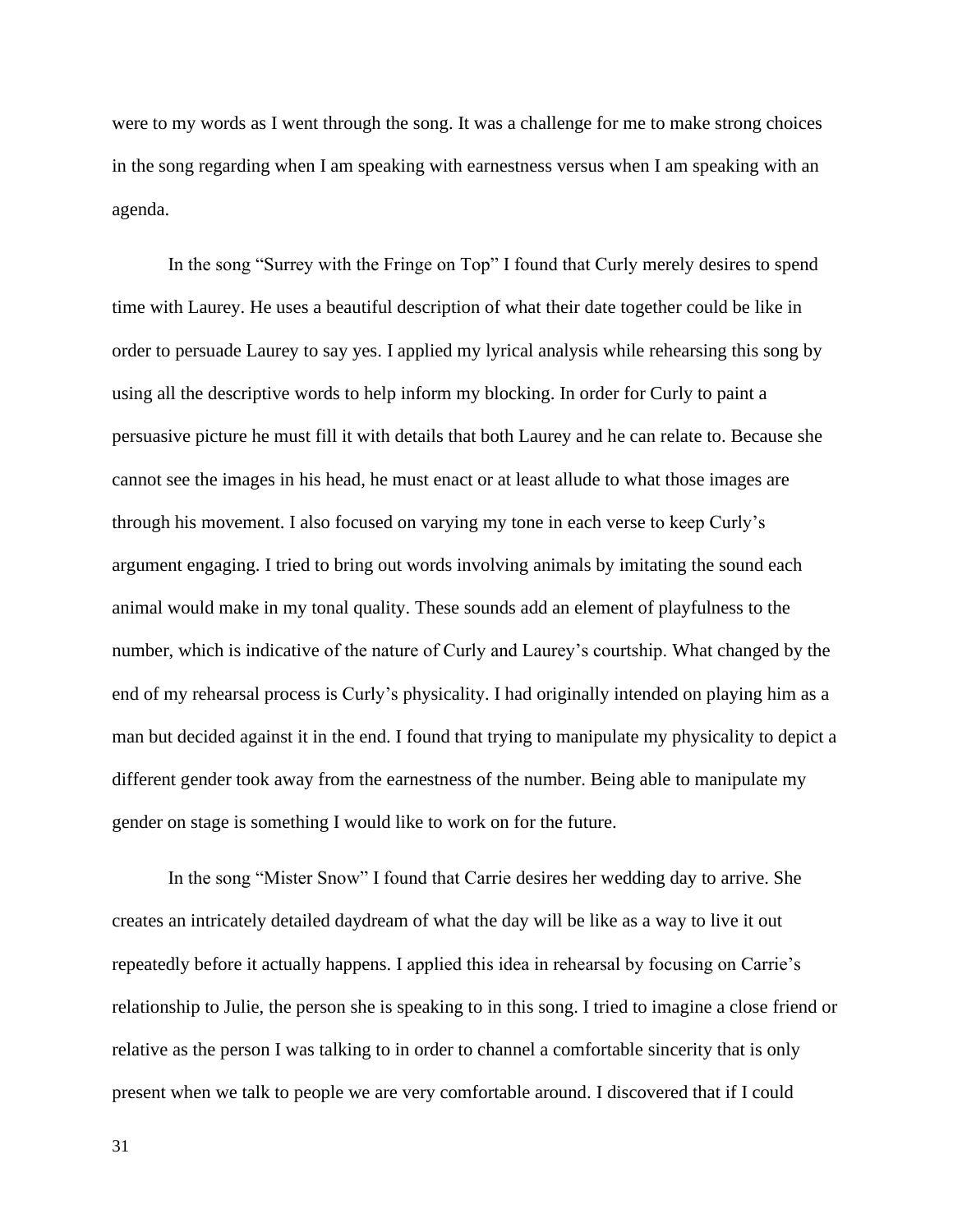were to my words as I went through the song. It was a challenge for me to make strong choices in the song regarding when I am speaking with earnestness versus when I am speaking with an agenda.

In the song "Surrey with the Fringe on Top" I found that Curly merely desires to spend time with Laurey. He uses a beautiful description of what their date together could be like in order to persuade Laurey to say yes. I applied my lyrical analysis while rehearsing this song by using all the descriptive words to help inform my blocking. In order for Curly to paint a persuasive picture he must fill it with details that both Laurey and he can relate to. Because she cannot see the images in his head, he must enact or at least allude to what those images are through his movement. I also focused on varying my tone in each verse to keep Curly's argument engaging. I tried to bring out words involving animals by imitating the sound each animal would make in my tonal quality. These sounds add an element of playfulness to the number, which is indicative of the nature of Curly and Laurey's courtship. What changed by the end of my rehearsal process is Curly's physicality. I had originally intended on playing him as a man but decided against it in the end. I found that trying to manipulate my physicality to depict a different gender took away from the earnestness of the number. Being able to manipulate my gender on stage is something I would like to work on for the future.

In the song "Mister Snow" I found that Carrie desires her wedding day to arrive. She creates an intricately detailed daydream of what the day will be like as a way to live it out repeatedly before it actually happens. I applied this idea in rehearsal by focusing on Carrie's relationship to Julie, the person she is speaking to in this song. I tried to imagine a close friend or relative as the person I was talking to in order to channel a comfortable sincerity that is only present when we talk to people we are very comfortable around. I discovered that if I could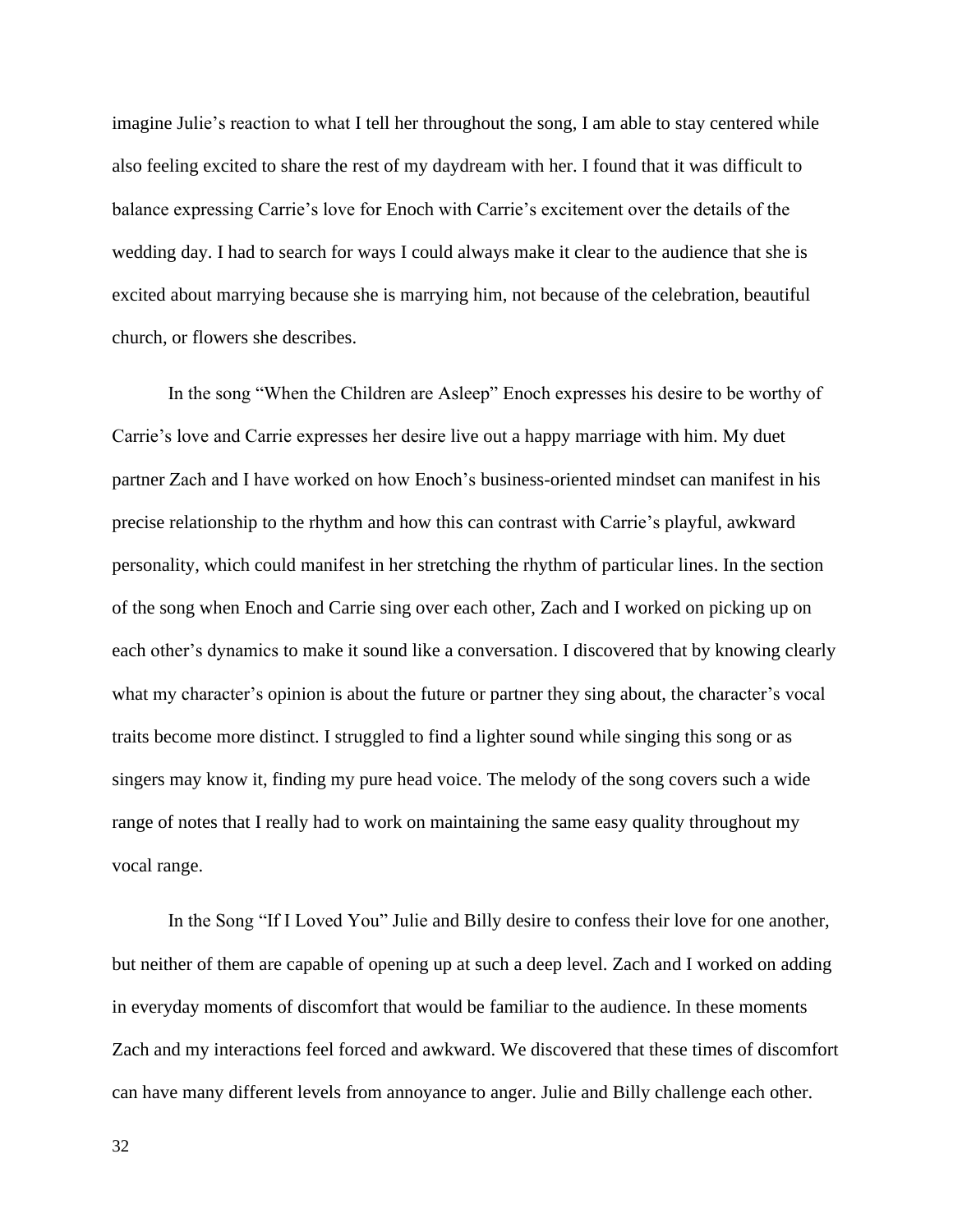imagine Julie's reaction to what I tell her throughout the song, I am able to stay centered while also feeling excited to share the rest of my daydream with her. I found that it was difficult to balance expressing Carrie's love for Enoch with Carrie's excitement over the details of the wedding day. I had to search for ways I could always make it clear to the audience that she is excited about marrying because she is marrying him, not because of the celebration, beautiful church, or flowers she describes.

In the song "When the Children are Asleep" Enoch expresses his desire to be worthy of Carrie's love and Carrie expresses her desire live out a happy marriage with him. My duet partner Zach and I have worked on how Enoch's business-oriented mindset can manifest in his precise relationship to the rhythm and how this can contrast with Carrie's playful, awkward personality, which could manifest in her stretching the rhythm of particular lines. In the section of the song when Enoch and Carrie sing over each other, Zach and I worked on picking up on each other's dynamics to make it sound like a conversation. I discovered that by knowing clearly what my character's opinion is about the future or partner they sing about, the character's vocal traits become more distinct. I struggled to find a lighter sound while singing this song or as singers may know it, finding my pure head voice. The melody of the song covers such a wide range of notes that I really had to work on maintaining the same easy quality throughout my vocal range.

In the Song "If I Loved You" Julie and Billy desire to confess their love for one another, but neither of them are capable of opening up at such a deep level. Zach and I worked on adding in everyday moments of discomfort that would be familiar to the audience. In these moments Zach and my interactions feel forced and awkward. We discovered that these times of discomfort can have many different levels from annoyance to anger. Julie and Billy challenge each other.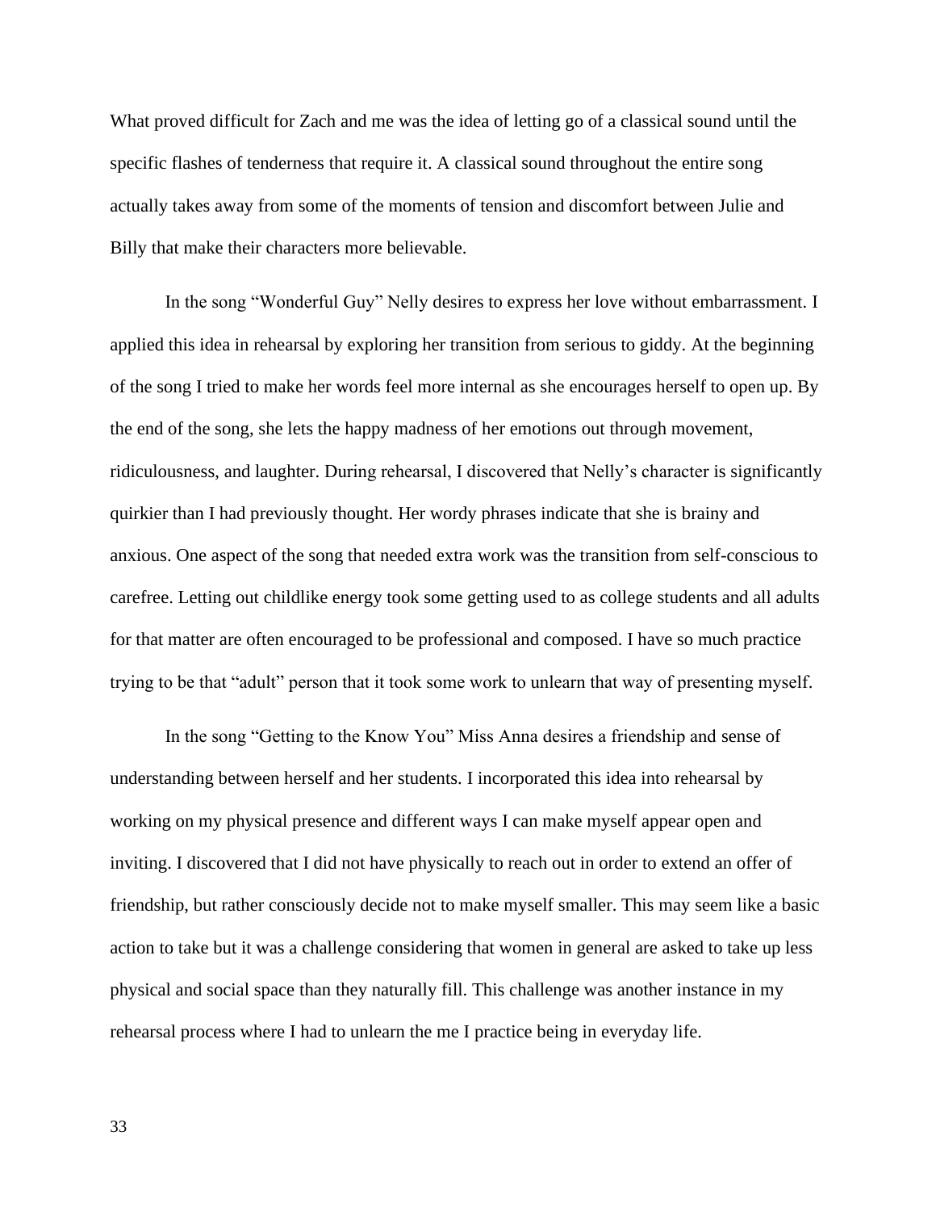What proved difficult for Zach and me was the idea of letting go of a classical sound until the specific flashes of tenderness that require it. A classical sound throughout the entire song actually takes away from some of the moments of tension and discomfort between Julie and Billy that make their characters more believable.

In the song "Wonderful Guy" Nelly desires to express her love without embarrassment. I applied this idea in rehearsal by exploring her transition from serious to giddy. At the beginning of the song I tried to make her words feel more internal as she encourages herself to open up. By the end of the song, she lets the happy madness of her emotions out through movement, ridiculousness, and laughter. During rehearsal, I discovered that Nelly's character is significantly quirkier than I had previously thought. Her wordy phrases indicate that she is brainy and anxious. One aspect of the song that needed extra work was the transition from self-conscious to carefree. Letting out childlike energy took some getting used to as college students and all adults for that matter are often encouraged to be professional and composed. I have so much practice trying to be that "adult" person that it took some work to unlearn that way of presenting myself.

In the song "Getting to the Know You" Miss Anna desires a friendship and sense of understanding between herself and her students. I incorporated this idea into rehearsal by working on my physical presence and different ways I can make myself appear open and inviting. I discovered that I did not have physically to reach out in order to extend an offer of friendship, but rather consciously decide not to make myself smaller. This may seem like a basic action to take but it was a challenge considering that women in general are asked to take up less physical and social space than they naturally fill. This challenge was another instance in my rehearsal process where I had to unlearn the me I practice being in everyday life.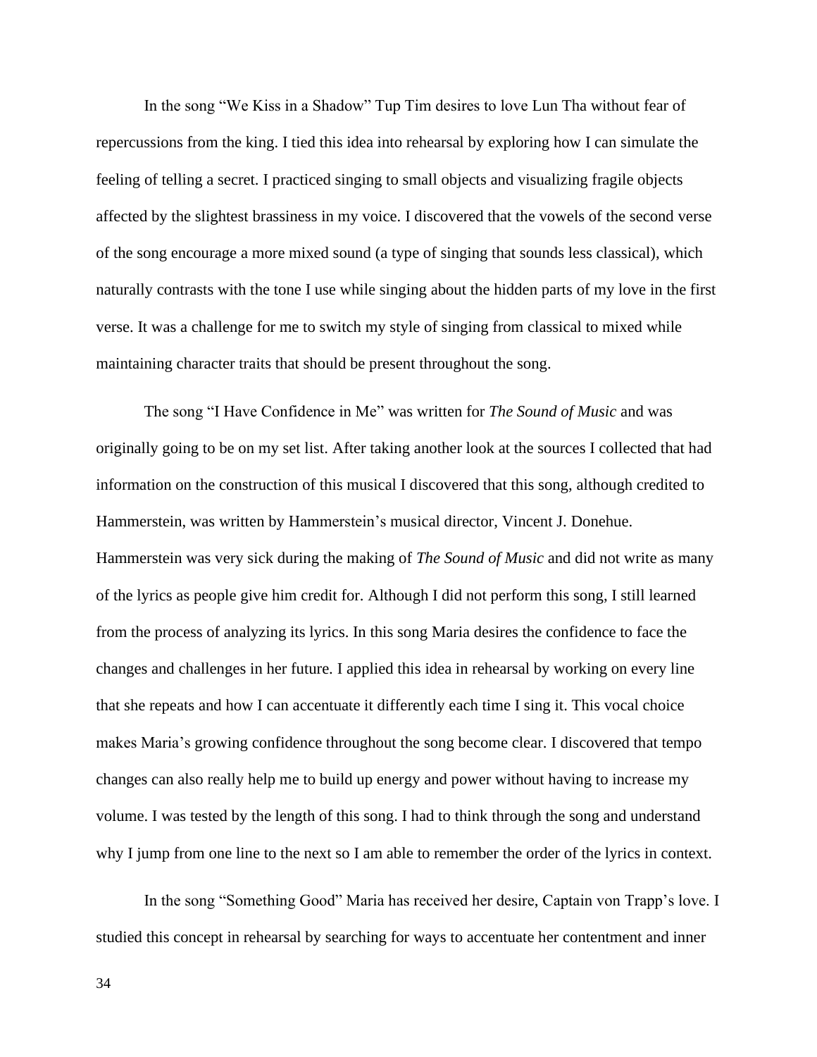In the song "We Kiss in a Shadow" Tup Tim desires to love Lun Tha without fear of repercussions from the king. I tied this idea into rehearsal by exploring how I can simulate the feeling of telling a secret. I practiced singing to small objects and visualizing fragile objects affected by the slightest brassiness in my voice. I discovered that the vowels of the second verse of the song encourage a more mixed sound (a type of singing that sounds less classical), which naturally contrasts with the tone I use while singing about the hidden parts of my love in the first verse. It was a challenge for me to switch my style of singing from classical to mixed while maintaining character traits that should be present throughout the song.

The song "I Have Confidence in Me" was written for *The Sound of Music* and was originally going to be on my set list. After taking another look at the sources I collected that had information on the construction of this musical I discovered that this song, although credited to Hammerstein, was written by Hammerstein's musical director, Vincent J. Donehue. Hammerstein was very sick during the making of *The Sound of Music* and did not write as many of the lyrics as people give him credit for. Although I did not perform this song, I still learned from the process of analyzing its lyrics. In this song Maria desires the confidence to face the changes and challenges in her future. I applied this idea in rehearsal by working on every line that she repeats and how I can accentuate it differently each time I sing it. This vocal choice makes Maria's growing confidence throughout the song become clear. I discovered that tempo changes can also really help me to build up energy and power without having to increase my volume. I was tested by the length of this song. I had to think through the song and understand why I jump from one line to the next so I am able to remember the order of the lyrics in context.

In the song "Something Good" Maria has received her desire, Captain von Trapp's love. I studied this concept in rehearsal by searching for ways to accentuate her contentment and inner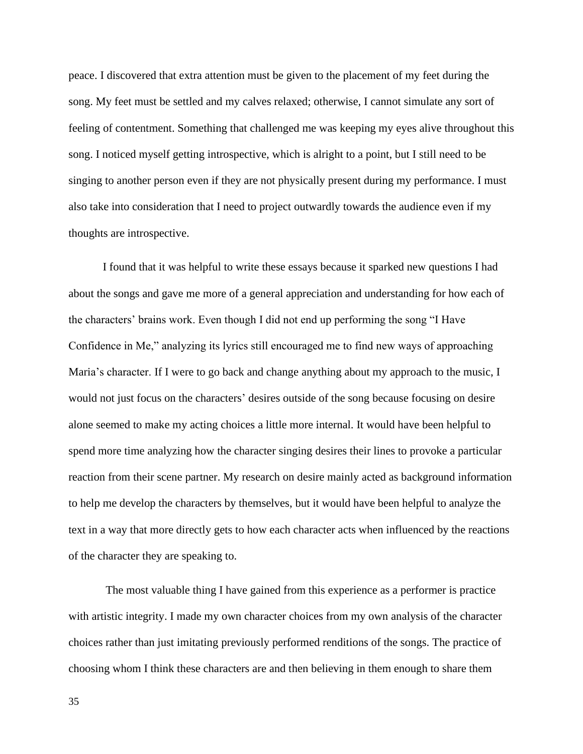peace. I discovered that extra attention must be given to the placement of my feet during the song. My feet must be settled and my calves relaxed; otherwise, I cannot simulate any sort of feeling of contentment. Something that challenged me was keeping my eyes alive throughout this song. I noticed myself getting introspective, which is alright to a point, but I still need to be singing to another person even if they are not physically present during my performance. I must also take into consideration that I need to project outwardly towards the audience even if my thoughts are introspective.

I found that it was helpful to write these essays because it sparked new questions I had about the songs and gave me more of a general appreciation and understanding for how each of the characters' brains work. Even though I did not end up performing the song "I Have Confidence in Me," analyzing its lyrics still encouraged me to find new ways of approaching Maria's character. If I were to go back and change anything about my approach to the music, I would not just focus on the characters' desires outside of the song because focusing on desire alone seemed to make my acting choices a little more internal. It would have been helpful to spend more time analyzing how the character singing desires their lines to provoke a particular reaction from their scene partner. My research on desire mainly acted as background information to help me develop the characters by themselves, but it would have been helpful to analyze the text in a way that more directly gets to how each character acts when influenced by the reactions of the character they are speaking to.

The most valuable thing I have gained from this experience as a performer is practice with artistic integrity. I made my own character choices from my own analysis of the character choices rather than just imitating previously performed renditions of the songs. The practice of choosing whom I think these characters are and then believing in them enough to share them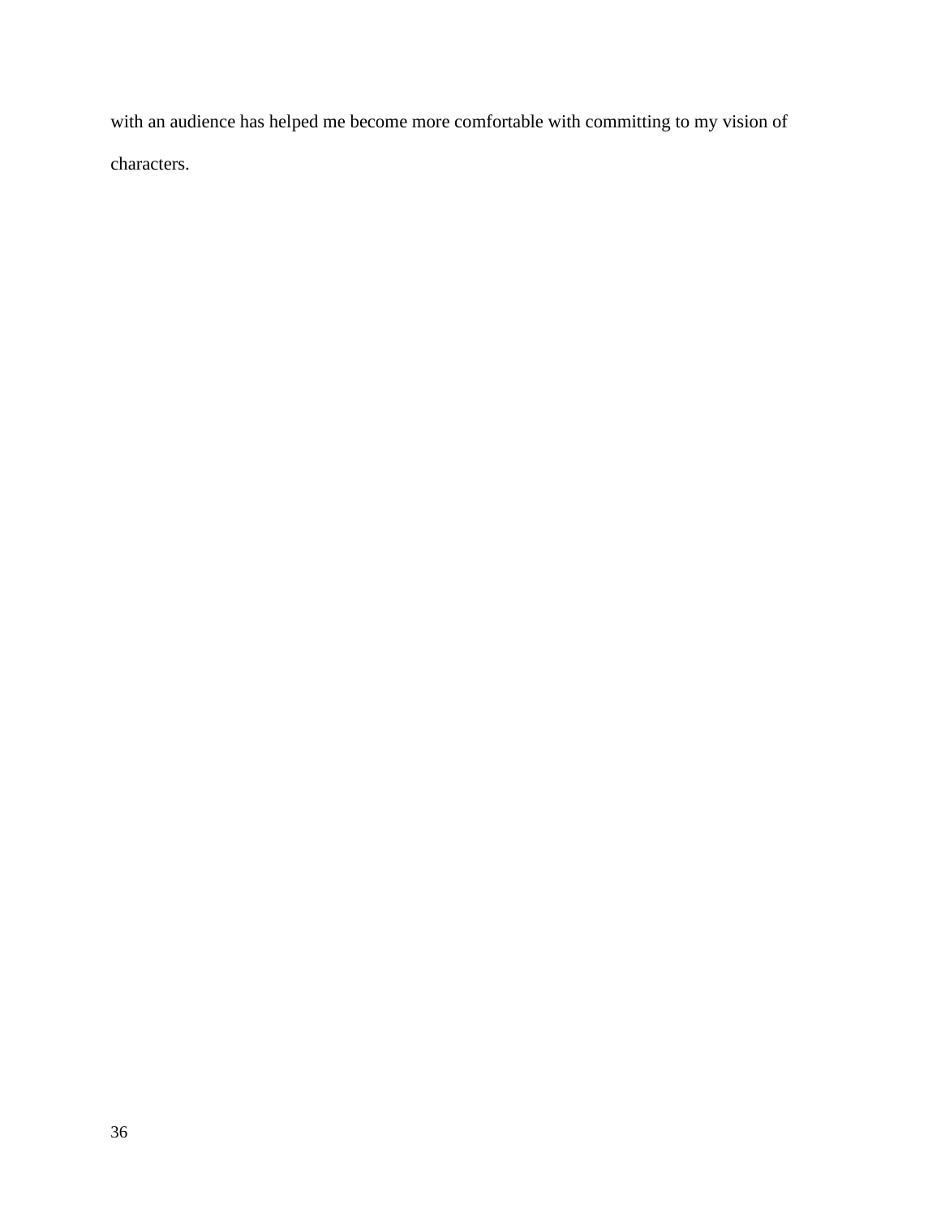with an audience has helped me become more comfortable with committing to my vision of characters.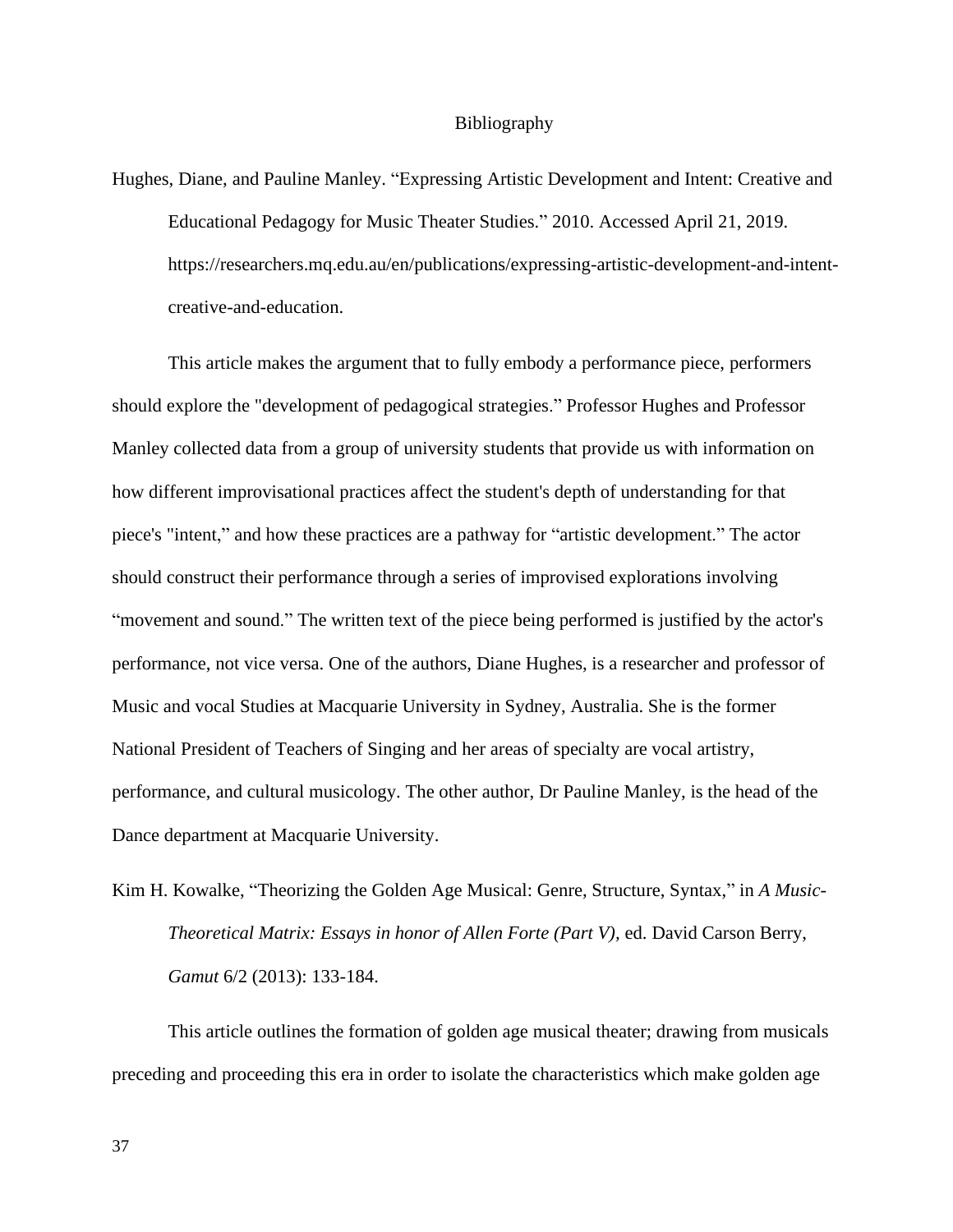# Bibliography

Hughes, Diane, and Pauline Manley. "Expressing Artistic Development and Intent: Creative and Educational Pedagogy for Music Theater Studies." 2010. Accessed April 21, 2019. https://researchers.mq.edu.au/en/publications/expressing-artistic-development-and-intent-creative-and-education.

This article makes the argument that to fully embody a performance piece, performers should explore the "development of pedagogical strategies." Professor Hughes and Professor Manley collected data from a group of university students that provide us with information on how different improvisational practices affect the student's depth of understanding for that piece's "intent," and how these practices are a pathway for "artistic development." The actor should construct their performance through a series of improvised explorations involving "movement and sound." The written text of the piece being performed is justified by the actor's performance, not vice versa. One of the authors, Diane Hughes, is a researcher and professor of Music and vocal Studies at Macquarie University in Sydney, Australia. She is the former National President of Teachers of Singing and her areas of specialty are vocal artistry, performance, and cultural musicology. The other author, Dr Pauline Manley, is the head of the Dance department at Macquarie University.

Kim H. Kowalke, "Theorizing the Golden Age Musical: Genre, Structure, Syntax," in *A Music-Theoretical Matrix: Essays in honor of Allen Forte (Part V)*, ed. David Carson Berry, *Gamut* 6/2 (2013): 133-184.

This article outlines the formation of golden age musical theater; drawing from musicals preceding and proceeding this era in order to isolate the characteristics which make golden age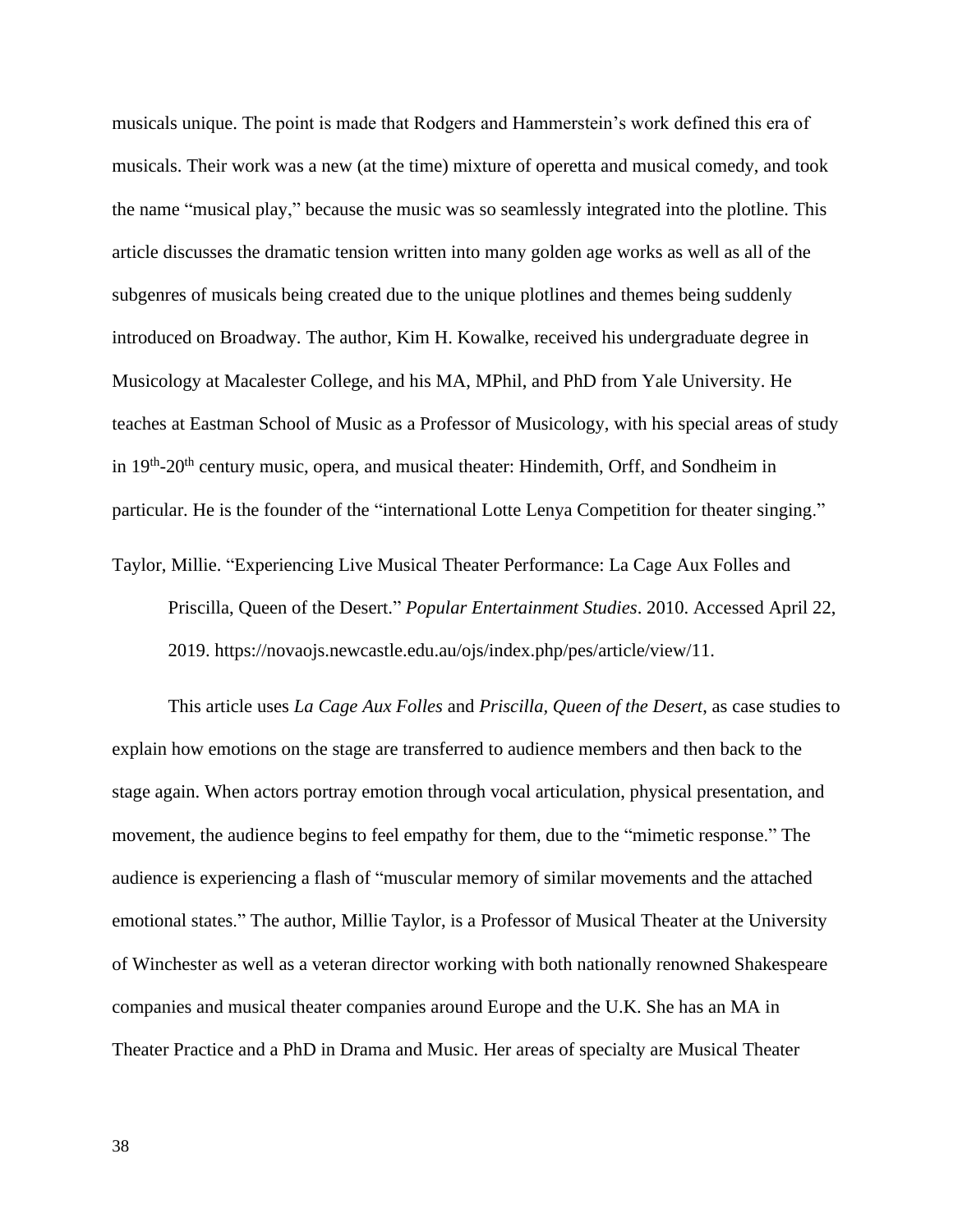musicals unique. The point is made that Rodgers and Hammerstein's work defined this era of musicals. Their work was a new (at the time) mixture of operetta and musical comedy, and took the name "musical play," because the music was so seamlessly integrated into the plotline. This article discusses the dramatic tension written into many golden age works as well as all of the subgenres of musicals being created due to the unique plotlines and themes being suddenly introduced on Broadway. The author, Kim H. Kowalke, received his undergraduate degree in Musicology at Macalester College, and his MA, MPhil, and PhD from Yale University. He teaches at Eastman School of Music as a Professor of Musicology, with his special areas of study in 19th-20th century music, opera, and musical theater: Hindemith, Orff, and Sondheim in particular. He is the founder of the "international Lotte Lenya Competition for theater singing."

Taylor, Millie. "Experiencing Live Musical Theater Performance: La Cage Aux Folles and Priscilla, Queen of the Desert." *Popular Entertainment Studies*. 2010. Accessed April 22, 2019. https://novaojs.newcastle.edu.au/ojs/index.php/pes/article/view/11.

This article uses *La Cage Aux Folles* and *Priscilla, Queen of the Desert*, as case studies to explain how emotions on the stage are transferred to audience members and then back to the stage again. When actors portray emotion through vocal articulation, physical presentation, and movement, the audience begins to feel empathy for them, due to the "mimetic response." The audience is experiencing a flash of "muscular memory of similar movements and the attached emotional states." The author, Millie Taylor, is a Professor of Musical Theater at the University of Winchester as well as a veteran director working with both nationally renowned Shakespeare companies and musical theater companies around Europe and the U.K. She has an MA in Theater Practice and a PhD in Drama and Music. Her areas of specialty are Musical Theater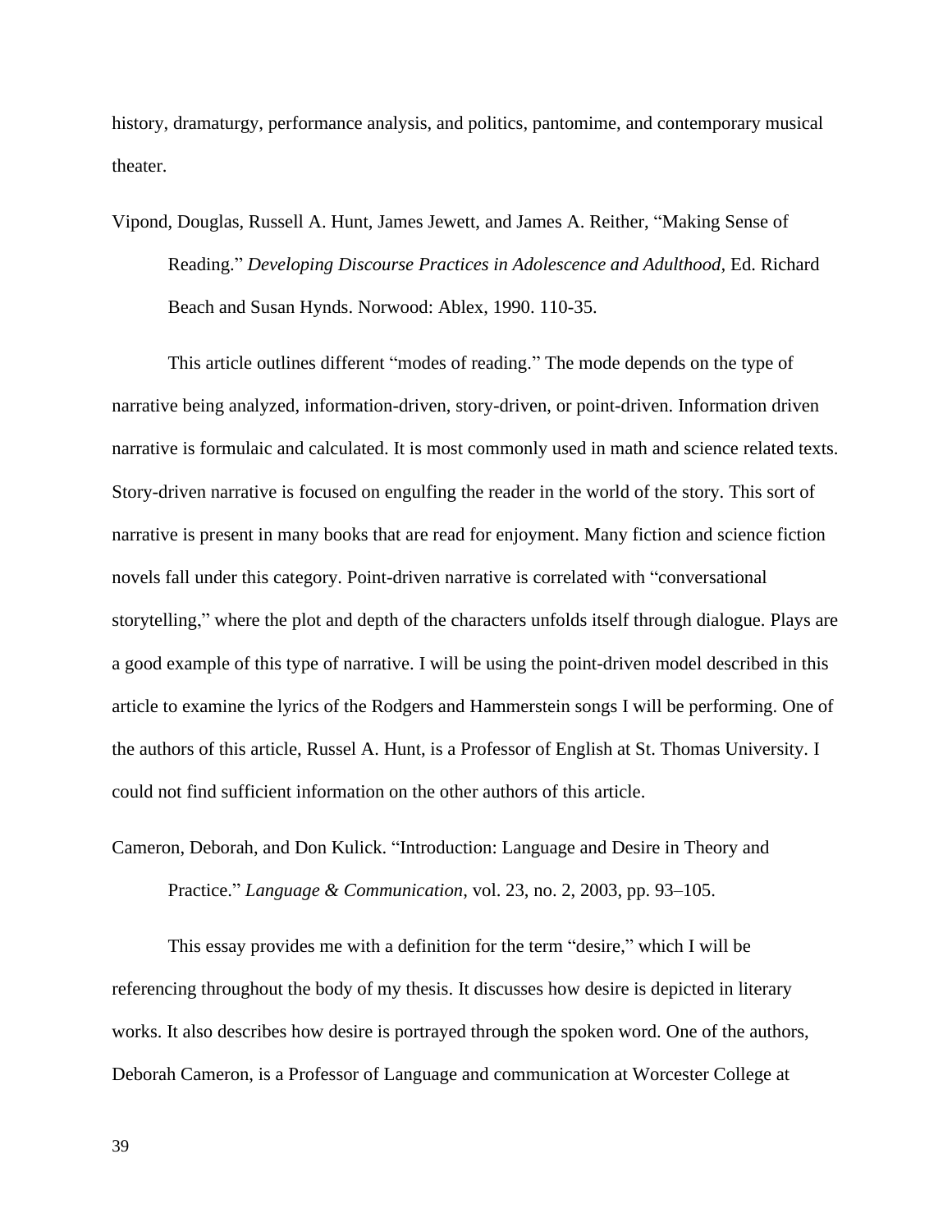history, dramaturgy, performance analysis, and politics, pantomime, and contemporary musical theater.

Vipond, Douglas, Russell A. Hunt, James Jewett, and James A. Reither, "Making Sense of Reading." *Developing Discourse Practices in Adolescence and Adulthood,* Ed. Richard Beach and Susan Hynds. Norwood: Ablex, 1990. 110-35.

This article outlines different "modes of reading." The mode depends on the type of narrative being analyzed, information-driven, story-driven, or point-driven. Information driven narrative is formulaic and calculated. It is most commonly used in math and science related texts. Story-driven narrative is focused on engulfing the reader in the world of the story. This sort of narrative is present in many books that are read for enjoyment. Many fiction and science fiction novels fall under this category. Point-driven narrative is correlated with "conversational storytelling," where the plot and depth of the characters unfolds itself through dialogue. Plays are a good example of this type of narrative. I will be using the point-driven model described in this article to examine the lyrics of the Rodgers and Hammerstein songs I will be performing. One of the authors of this article, Russel A. Hunt, is a Professor of English at St. Thomas University. I could not find sufficient information on the other authors of this article.

Cameron, Deborah, and Don Kulick. "Introduction: Language and Desire in Theory and Practice." *Language & Communication*, vol. 23, no. 2, 2003, pp. 93–105.

This essay provides me with a definition for the term "desire," which I will be referencing throughout the body of my thesis. It discusses how desire is depicted in literary works. It also describes how desire is portrayed through the spoken word. One of the authors, Deborah Cameron, is a Professor of Language and communication at Worcester College at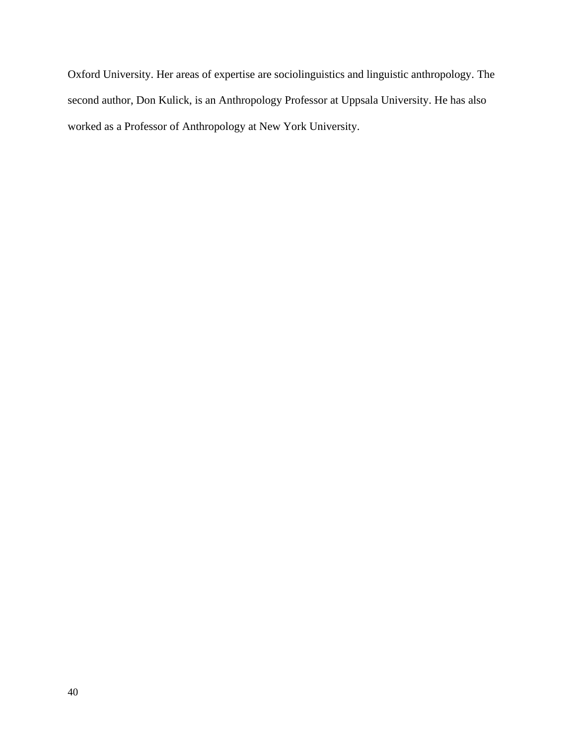Oxford University. Her areas of expertise are sociolinguistics and linguistic anthropology. The second author, Don Kulick, is an Anthropology Professor at Uppsala University. He has also worked as a Professor of Anthropology at New York University.